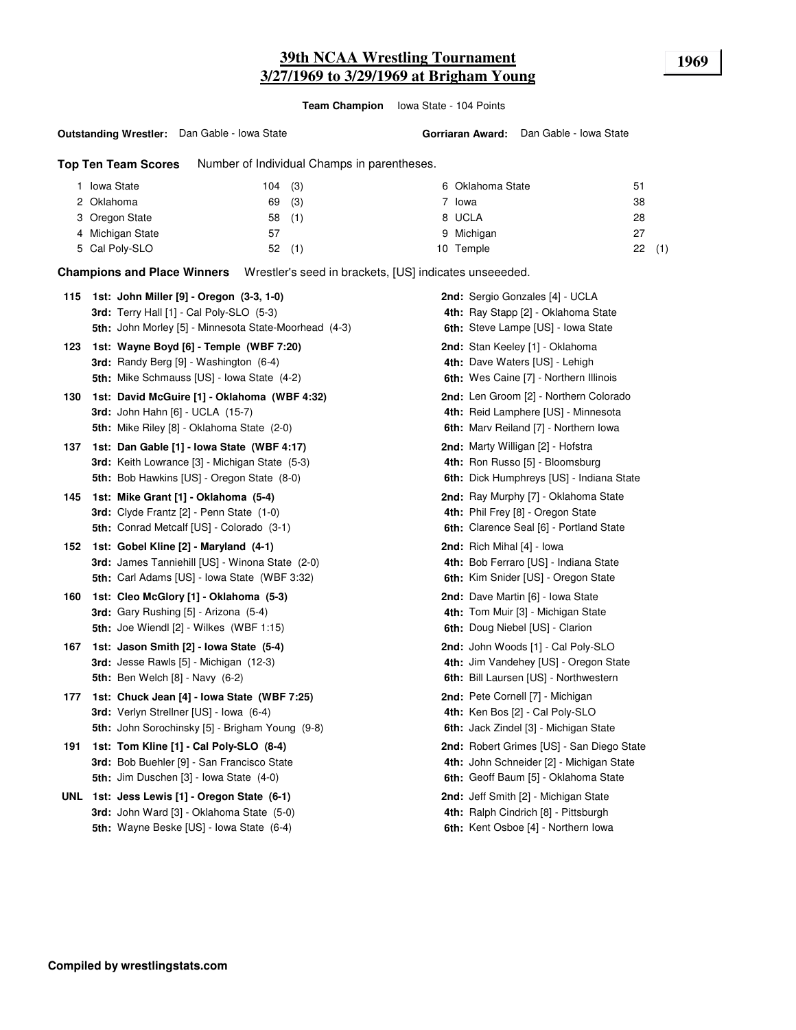# 39th NCAA Wrestling Tournament
## 3/27/1969 to 3/29/1969 at Brigham Young

1969

**Team Champion** Iowa State - 104 Points

**Outstanding Wrestler:** Dan Gable - Iowa State

**Gorriaran Award:** Dan Gable - Iowa State

**Top Ten Team Scores** Number of Individual Champs in parentheses.

| Rank | Team | Points | Champs |
|---|---|---|---|
| 1 | Iowa State | 104 | (3) |
| 2 | Oklahoma | 69 | (3) |
| 3 | Oregon State | 58 | (1) |
| 4 | Michigan State | 57 | |
| 5 | Cal Poly-SLO | 52 | (1) |
| 6 | Oklahoma State | 51 | |
| 7 | Iowa | 38 | |
| 8 | UCLA | 28 | |
| 9 | Michigan | 27 | |
| 10 | Temple | 22 | (1) |

**Champions and Place Winners** Wrestler's seed in brackets, [US] indicates unseeeded.

**115**
- **1st: John Miller [9] - Oregon (3-3, 1-0)**
- **2nd:** Sergio Gonzales [4] - UCLA
- **3rd:** Terry Hall [1] - Cal Poly-SLO (5-3)
- **4th:** Ray Stapp [2] - Oklahoma State
- **5th:** John Morley [5] - Minnesota State-Moorhead (4-3)
- **6th:** Steve Lampe [US] - Iowa State

**123**
- **1st: Wayne Boyd [6] - Temple (WBF 7:20)**
- **2nd:** Stan Keeley [1] - Oklahoma
- **3rd:** Randy Berg [9] - Washington (6-4)
- **4th:** Dave Waters [US] - Lehigh
- **5th:** Mike Schmauss [US] - Iowa State (4-2)
- **6th:** Wes Caine [7] - Northern Illinois

**130**
- **1st: David McGuire [1] - Oklahoma (WBF 4:32)**
- **2nd:** Len Groom [2] - Northern Colorado
- **3rd:** John Hahn [6] - UCLA (15-7)
- **4th:** Reid Lamphere [US] - Minnesota
- **5th:** Mike Riley [8] - Oklahoma State (2-0)
- **6th:** Marv Reiland [7] - Northern Iowa

**137**
- **1st: Dan Gable [1] - Iowa State (WBF 4:17)**
- **2nd:** Marty Willigan [2] - Hofstra
- **3rd:** Keith Lowrance [3] - Michigan State (5-3)
- **4th:** Ron Russo [5] - Bloomsburg
- **5th:** Bob Hawkins [US] - Oregon State (8-0)
- **6th:** Dick Humphreys [US] - Indiana State

**145**
- **1st: Mike Grant [1] - Oklahoma (5-4)**
- **2nd:** Ray Murphy [7] - Oklahoma State
- **3rd:** Clyde Frantz [2] - Penn State (1-0)
- **4th:** Phil Frey [8] - Oregon State
- **5th:** Conrad Metcalf [US] - Colorado (3-1)
- **6th:** Clarence Seal [6] - Portland State

**152**
- **1st: Gobel Kline [2] - Maryland (4-1)**
- **2nd:** Rich Mihal [4] - Iowa
- **3rd:** James Tanniehill [US] - Winona State (2-0)
- **4th:** Bob Ferraro [US] - Indiana State
- **5th:** Carl Adams [US] - Iowa State (WBF 3:32)
- **6th:** Kim Snider [US] - Oregon State

**160**
- **1st: Cleo McGlory [1] - Oklahoma (5-3)**
- **2nd:** Dave Martin [6] - Iowa State
- **3rd:** Gary Rushing [5] - Arizona (5-4)
- **4th:** Tom Muir [3] - Michigan State
- **5th:** Joe Wiendl [2] - Wilkes (WBF 1:15)
- **6th:** Doug Niebel [US] - Clarion

**167**
- **1st: Jason Smith [2] - Iowa State (5-4)**
- **2nd:** John Woods [1] - Cal Poly-SLO
- **3rd:** Jesse Rawls [5] - Michigan (12-3)
- **4th:** Jim Vandehey [US] - Oregon State
- **5th:** Ben Welch [8] - Navy (6-2)
- **6th:** Bill Laursen [US] - Northwestern

**177**
- **1st: Chuck Jean [4] - Iowa State (WBF 7:25)**
- **2nd:** Pete Cornell [7] - Michigan
- **3rd:** Verlyn Strellner [US] - Iowa (6-4)
- **4th:** Ken Bos [2] - Cal Poly-SLO
- **5th:** John Sorochinsky [5] - Brigham Young (9-8)
- **6th:** Jack Zindel [3] - Michigan State

**191**
- **1st: Tom Kline [1] - Cal Poly-SLO (8-4)**
- **2nd:** Robert Grimes [US] - San Diego State
- **3rd:** Bob Buehler [9] - San Francisco State
- **4th:** John Schneider [2] - Michigan State
- **5th:** Jim Duschen [3] - Iowa State (4-0)
- **6th:** Geoff Baum [5] - Oklahoma State

**UNL**
- **1st: Jess Lewis [1] - Oregon State (6-1)**
- **2nd:** Jeff Smith [2] - Michigan State
- **3rd:** John Ward [3] - Oklahoma State (5-0)
- **4th:** Ralph Cindrich [8] - Pittsburgh
- **5th:** Wayne Beske [US] - Iowa State (6-4)
- **6th:** Kent Osboe [4] - Northern Iowa

**Compiled by wrestlingstats.com**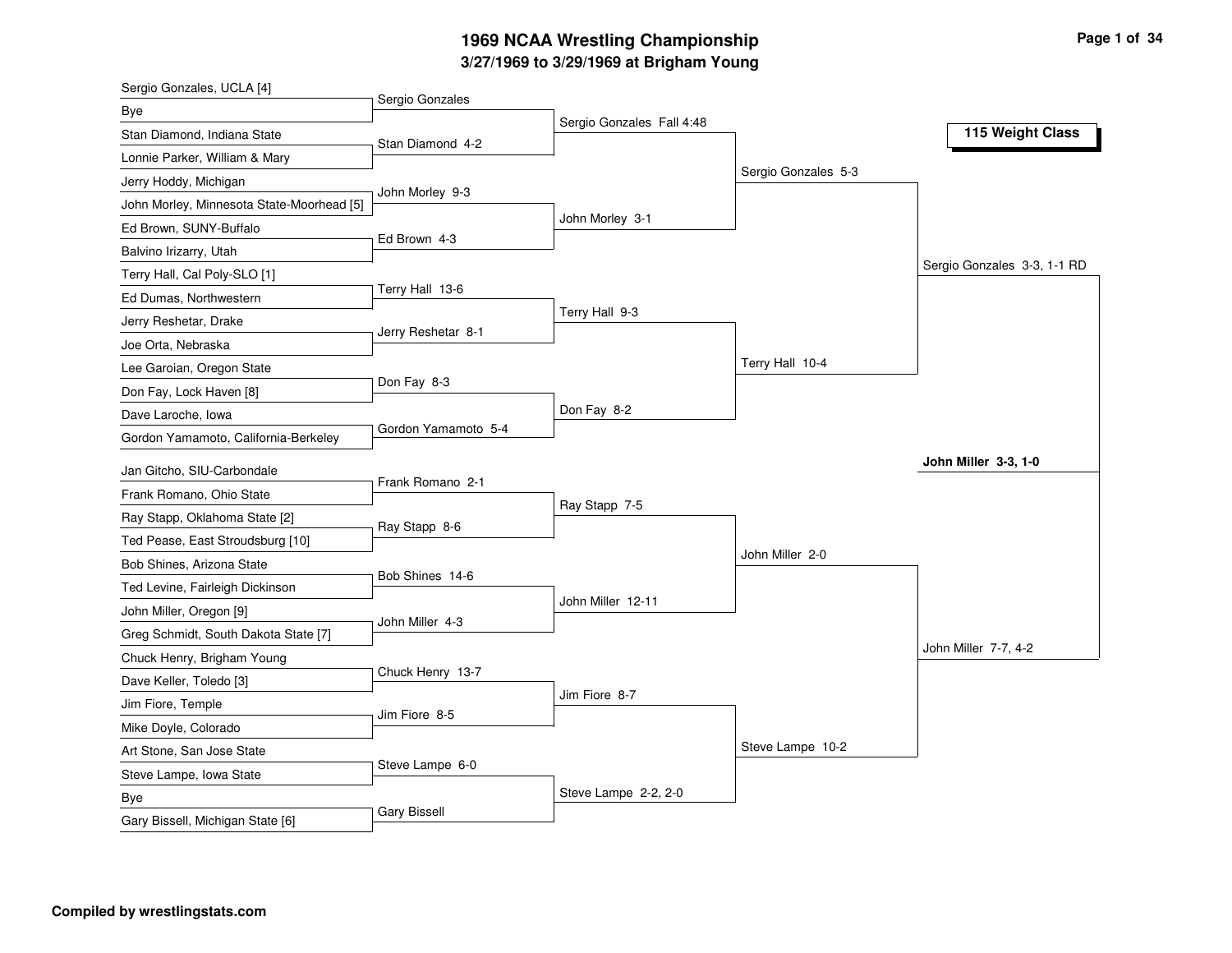# 1969 NCAA Wrestling Championship

## 3/27/1969 to 3/29/1969 at Brigham Young

### 115 Weight Class

**First Round**

| Wrestler | Wrestler | Winner |
|---|---|---|
| Sergio Gonzales, UCLA [4] | Bye | Sergio Gonzales |
| Stan Diamond, Indiana State | Lonnie Parker, William & Mary | Stan Diamond 4-2 |
| Jerry Hoddy, Michigan | John Morley, Minnesota State-Moorhead [5] | John Morley 9-3 |
| Ed Brown, SUNY-Buffalo | Balvino Irizarry, Utah | Ed Brown 4-3 |
| Terry Hall, Cal Poly-SLO [1] | Ed Dumas, Northwestern | Terry Hall 13-6 |
| Jerry Reshetar, Drake | Joe Orta, Nebraska | Jerry Reshetar 8-1 |
| Lee Garoian, Oregon State | Don Fay, Lock Haven [8] | Don Fay 8-3 |
| Dave Laroche, Iowa | Gordon Yamamoto, California-Berkeley | Gordon Yamamoto 5-4 |
| Jan Gitcho, SIU-Carbondale | Frank Romano, Ohio State | Frank Romano 2-1 |
| Ray Stapp, Oklahoma State [2] | Ted Pease, East Stroudsburg [10] | Ray Stapp 8-6 |
| Bob Shines, Arizona State | Ted Levine, Fairleigh Dickinson | Bob Shines 14-6 |
| John Miller, Oregon [9] | Greg Schmidt, South Dakota State [7] | John Miller 4-3 |
| Chuck Henry, Brigham Young | Dave Keller, Toledo [3] | Chuck Henry 13-7 |
| Jim Fiore, Temple | Mike Doyle, Colorado | Jim Fiore 8-5 |
| Art Stone, San Jose State | Steve Lampe, Iowa State | Steve Lampe 6-0 |
| Bye | Gary Bissell, Michigan State [6] | Gary Bissell |

**Second Round**

- Sergio Gonzales Fall 4:48
- John Morley 3-1
- Terry Hall 9-3
- Don Fay 8-2
- Ray Stapp 7-5
- John Miller 12-11
- Jim Fiore 8-7
- Steve Lampe 2-2, 2-0

**Quarterfinals**

- Sergio Gonzales 5-3
- Terry Hall 10-4
- John Miller 2-0
- Steve Lampe 10-2

**Semifinals**

- Sergio Gonzales 3-3, 1-1 RD
- John Miller 7-7, 4-2

**Champion**

**John Miller 3-3, 1-0**

**Compiled by wrestlingstats.com**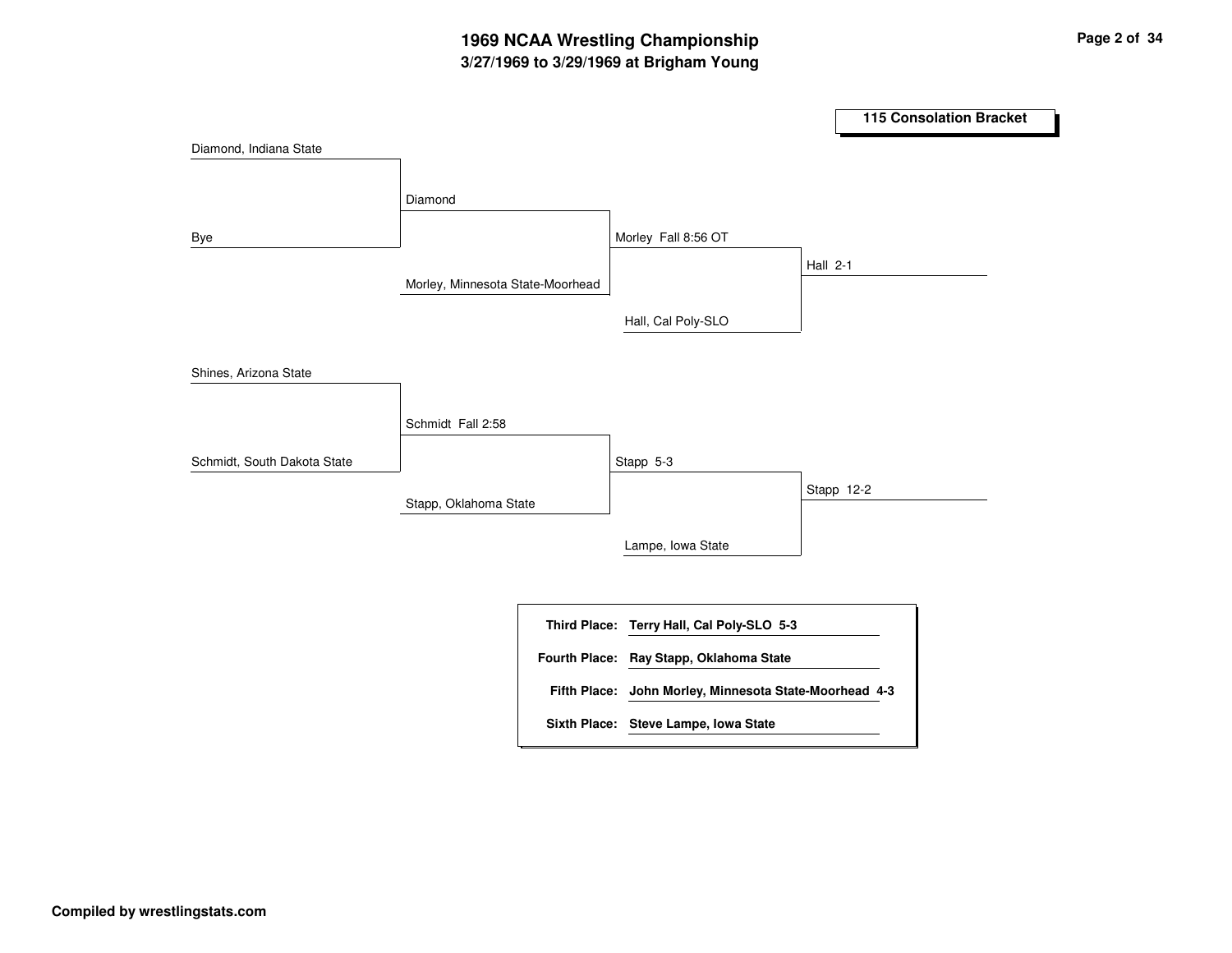# 1969 NCAA Wrestling Championship

## 3/27/1969 to 3/29/1969 at Brigham Young

### 115 Consolation Bracket

**Round 1**
- Diamond, Indiana State vs. Bye — Diamond
- Shines, Arizona State vs. Schmidt, South Dakota State — Schmidt Fall 2:58

**Round 2**
- Diamond vs. Morley, Minnesota State-Moorhead — Morley Fall 8:56 OT
- Schmidt vs. Stapp, Oklahoma State — Stapp 5-3

**Round 3**
- Morley vs. Hall, Cal Poly-SLO — Hall 2-1
- Stapp vs. Lampe, Iowa State — Stapp 12-2

| | |
|---|---|
| **Third Place:** | **Terry Hall, Cal Poly-SLO 5-3** |
| **Fourth Place:** | **Ray Stapp, Oklahoma State** |
| **Fifth Place:** | **John Morley, Minnesota State-Moorhead 4-3** |
| **Sixth Place:** | **Steve Lampe, Iowa State** |

**Compiled by wrestlingstats.com**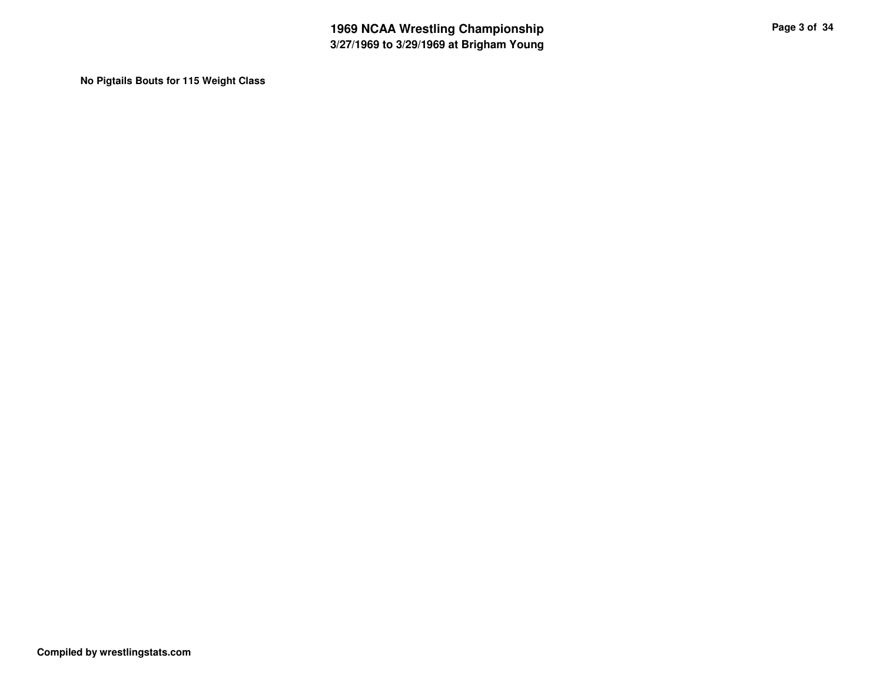**No Pigtails Bouts for 115 Weight Class**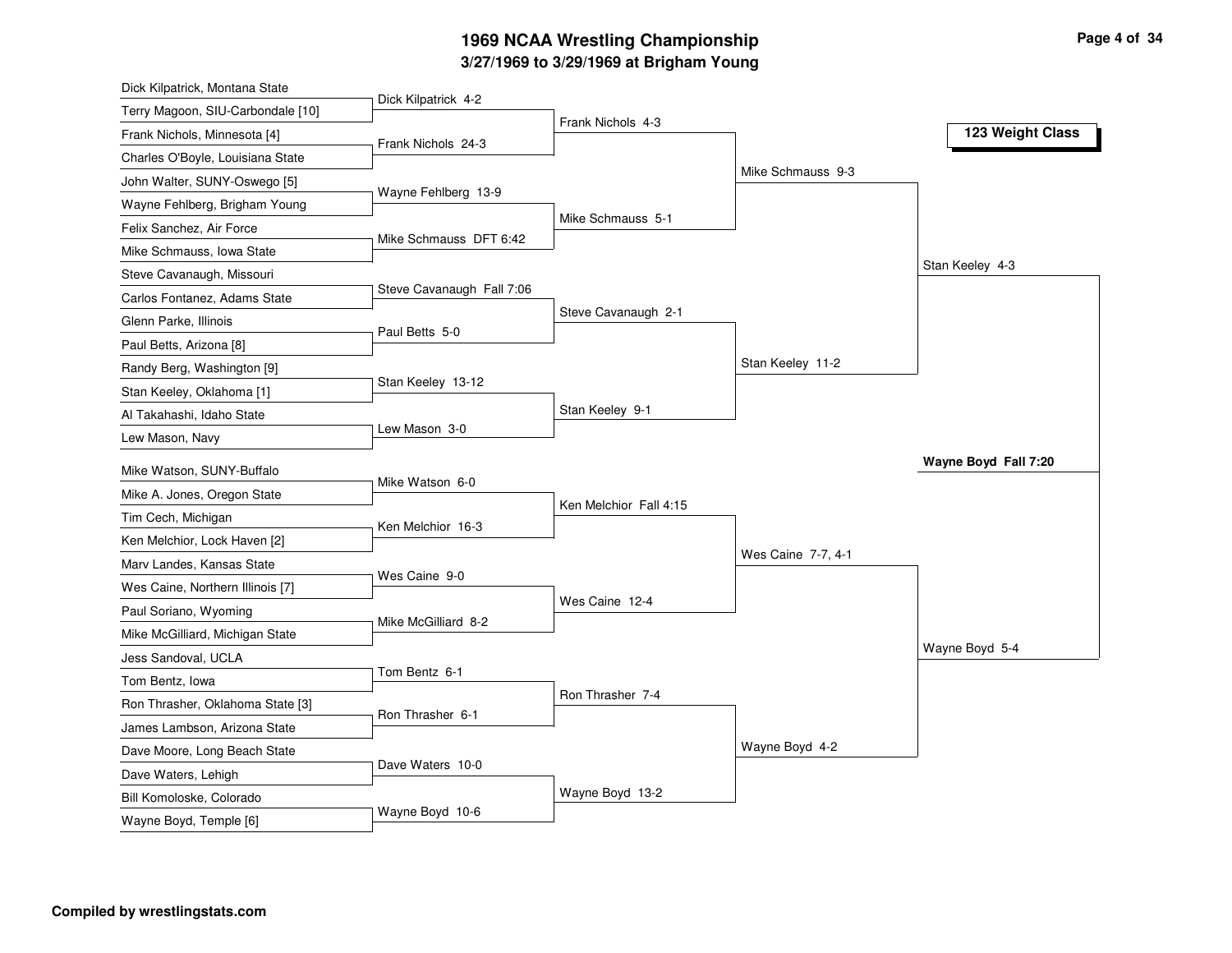# 1969 NCAA Wrestling Championship

## 3/27/1969 to 3/29/1969 at Brigham Young

### 123 Weight Class

**First Round**

| Wrestler 1 | Wrestler 2 | Result |
|---|---|---|
| Dick Kilpatrick, Montana State | Terry Magoon, SIU-Carbondale [10] | Dick Kilpatrick 4-2 |
| Frank Nichols, Minnesota [4] | Charles O'Boyle, Louisiana State | Frank Nichols 24-3 |
| John Walter, SUNY-Oswego [5] | Wayne Fehlberg, Brigham Young | Wayne Fehlberg 13-9 |
| Felix Sanchez, Air Force | Mike Schmauss, Iowa State | Mike Schmauss DFT 6:42 |
| Steve Cavanaugh, Missouri | Carlos Fontanez, Adams State | Steve Cavanaugh Fall 7:06 |
| Glenn Parke, Illinois | Paul Betts, Arizona [8] | Paul Betts 5-0 |
| Randy Berg, Washington [9] | Stan Keeley, Oklahoma [1] | Stan Keeley 13-12 |
| Al Takahashi, Idaho State | Lew Mason, Navy | Lew Mason 3-0 |
| Mike Watson, SUNY-Buffalo | Mike A. Jones, Oregon State | Mike Watson 6-0 |
| Tim Cech, Michigan | Ken Melchior, Lock Haven [2] | Ken Melchior 16-3 |
| Marv Landes, Kansas State | Wes Caine, Northern Illinois [7] | Wes Caine 9-0 |
| Paul Soriano, Wyoming | Mike McGilliard, Michigan State | Mike McGilliard 8-2 |
| Jess Sandoval, UCLA | Tom Bentz, Iowa | Tom Bentz 6-1 |
| Ron Thrasher, Oklahoma State [3] | James Lambson, Arizona State | Ron Thrasher 6-1 |
| Dave Moore, Long Beach State | Dave Waters, Lehigh | Dave Waters 10-0 |
| Bill Komoloske, Colorado | Wayne Boyd, Temple [6] | Wayne Boyd 10-6 |

**Second Round**

- Frank Nichols 4-3
- Mike Schmauss 5-1
- Steve Cavanaugh 2-1
- Stan Keeley 9-1
- Ken Melchior Fall 4:15
- Wes Caine 12-4
- Ron Thrasher 7-4
- Wayne Boyd 13-2

**Quarterfinals**

- Mike Schmauss 9-3
- Stan Keeley 11-2
- Wes Caine 7-7, 4-1
- Wayne Boyd 4-2

**Semifinals**

- Stan Keeley 4-3
- Wayne Boyd 5-4

**Final**

- **Wayne Boyd Fall 7:20**

**Compiled by wrestlingstats.com**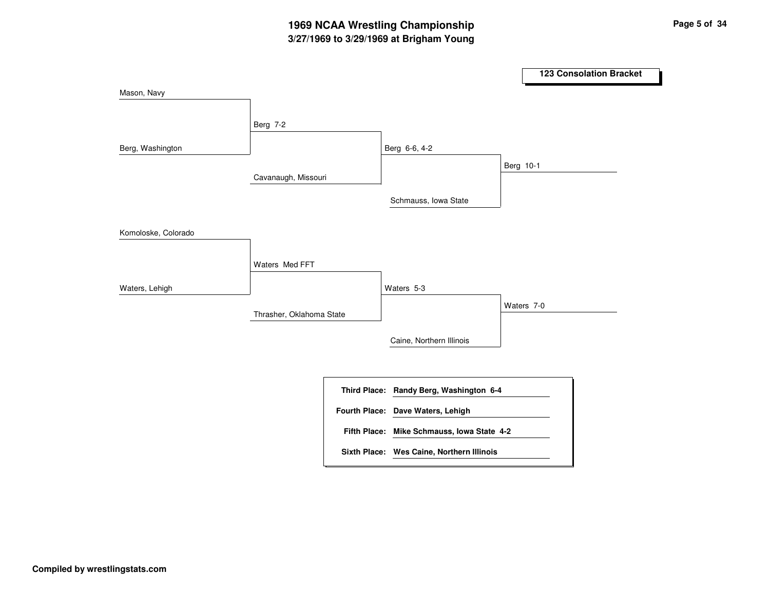# 1969 NCAA Wrestling Championship
## 3/27/1969 to 3/29/1969 at Brigham Young

### 123 Consolation Bracket

**Bracket 1**

- Mason, Navy vs. Berg, Washington → Berg 7-2
- Berg vs. Cavanaugh, Missouri → Berg 6-6, 4-2
- Berg vs. Schmauss, Iowa State → Berg 10-1

**Bracket 2**

- Komoloske, Colorado vs. Waters, Lehigh → Waters Med FFT
- Waters vs. Thrasher, Oklahoma State → Waters 5-3
- Waters vs. Caine, Northern Illinois → Waters 7-0

| Place | Result |
| --- | --- |
| **Third Place:** | **Randy Berg, Washington 6-4** |
| **Fourth Place:** | **Dave Waters, Lehigh** |
| **Fifth Place:** | **Mike Schmauss, Iowa State 4-2** |
| **Sixth Place:** | **Wes Caine, Northern Illinois** |

**Compiled by wrestlingstats.com**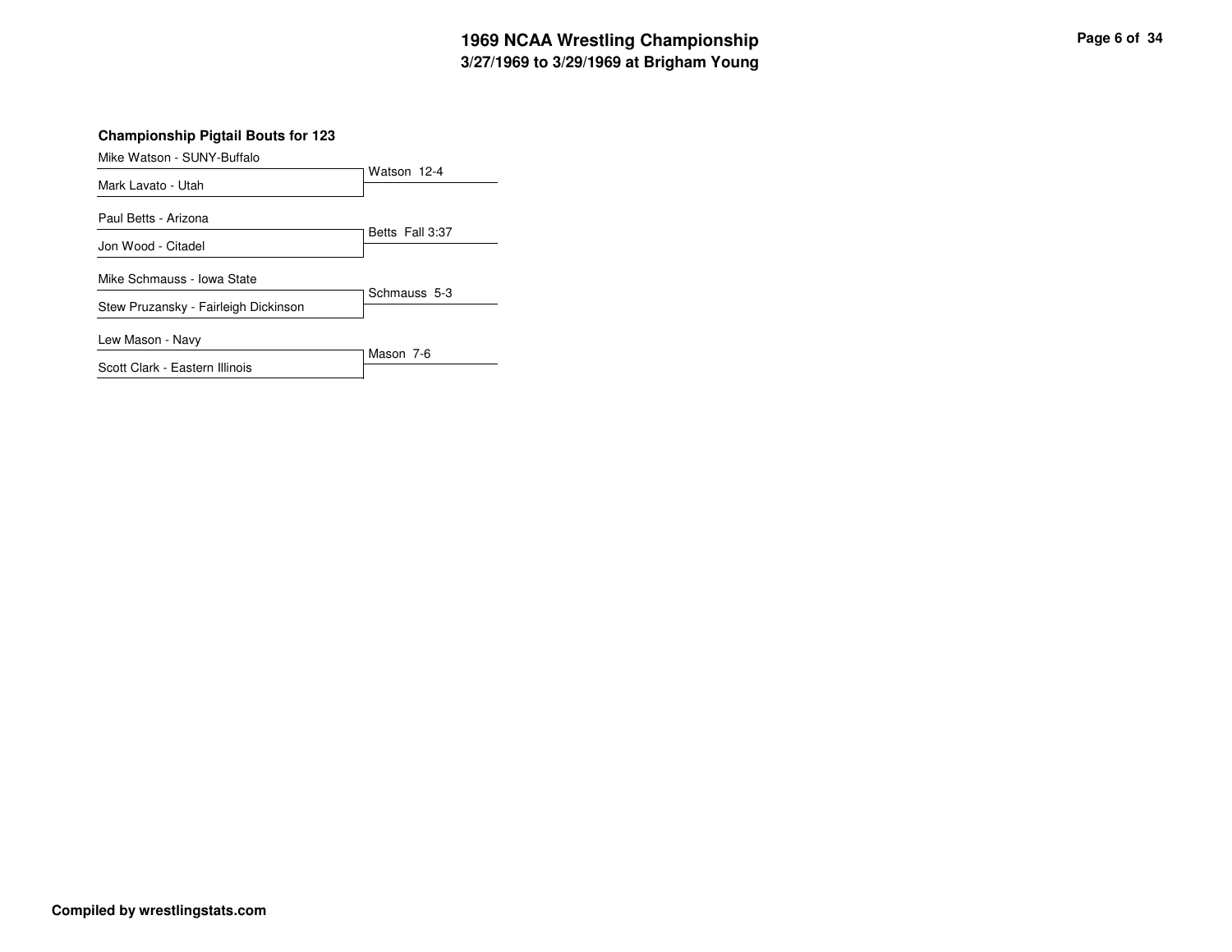# 1969 NCAA Wrestling Championship
## 3/27/1969 to 3/29/1969 at Brigham Young

### Championship Pigtail Bouts for 123

| Wrestler 1 | Wrestler 2 | Result |
| --- | --- | --- |
| Mike Watson - SUNY-Buffalo | Mark Lavato - Utah | Watson 12-4 |
| Paul Betts - Arizona | Jon Wood - Citadel | Betts Fall 3:37 |
| Mike Schmauss - Iowa State | Stew Pruzansky - Fairleigh Dickinson | Schmauss 5-3 |
| Lew Mason - Navy | Scott Clark - Eastern Illinois | Mason 7-6 |

**Compiled by wrestlingstats.com**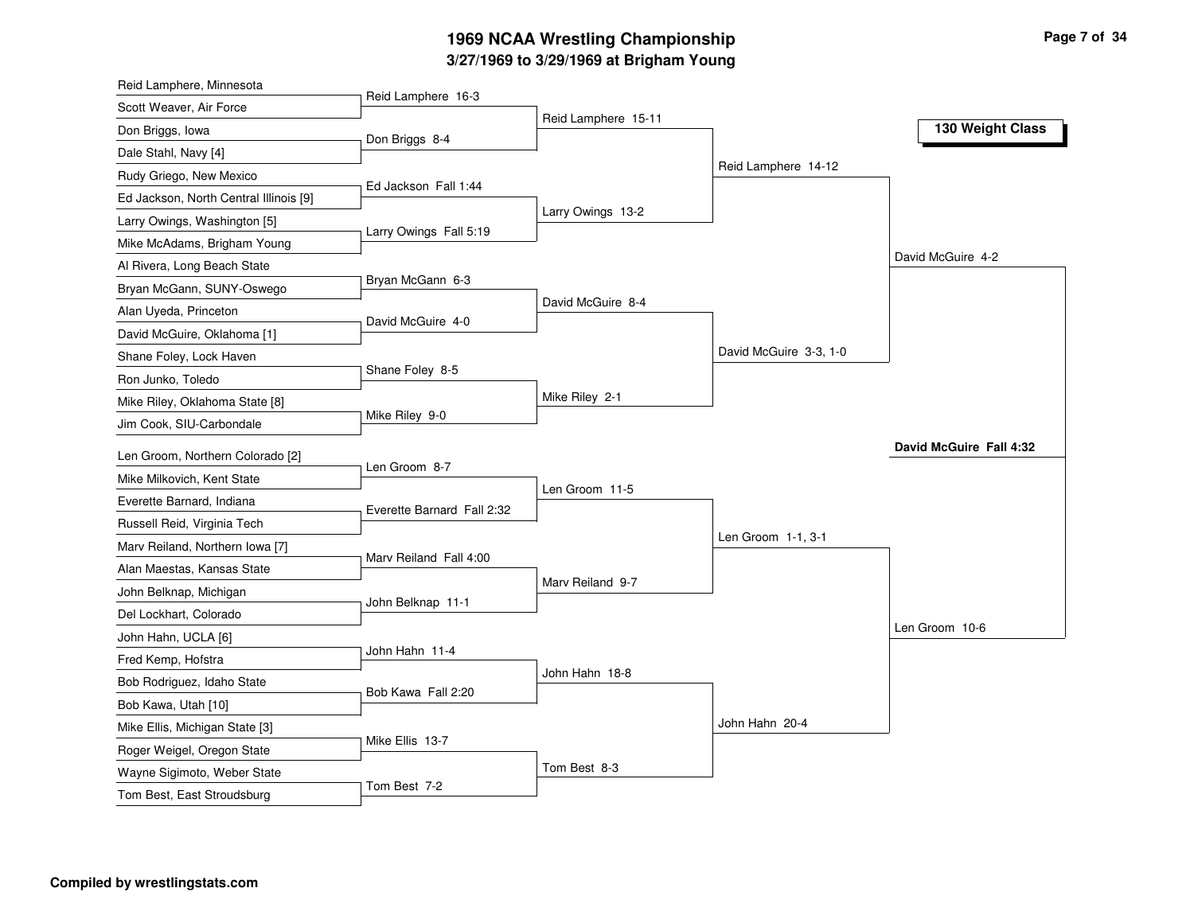# 1969 NCAA Wrestling Championship

## 3/27/1969 to 3/29/1969 at Brigham Young

### 130 Weight Class

**First Round**

- Reid Lamphere, Minnesota vs. Scott Weaver, Air Force — Reid Lamphere 16-3
- Don Briggs, Iowa vs. Dale Stahl, Navy [4] — Don Briggs 8-4
- Rudy Griego, New Mexico vs. Ed Jackson, North Central Illinois [9] — Ed Jackson Fall 1:44
- Larry Owings, Washington [5] vs. Mike McAdams, Brigham Young — Larry Owings Fall 5:19
- Al Rivera, Long Beach State vs. Bryan McGann, SUNY-Oswego — Bryan McGann 6-3
- Alan Uyeda, Princeton vs. David McGuire, Oklahoma [1] — David McGuire 4-0
- Shane Foley, Lock Haven vs. Ron Junko, Toledo — Shane Foley 8-5
- Mike Riley, Oklahoma State [8] vs. Jim Cook, SIU-Carbondale — Mike Riley 9-0
- Len Groom, Northern Colorado [2] vs. Mike Milkovich, Kent State — Len Groom 8-7
- Everette Barnard, Indiana vs. Russell Reid, Virginia Tech — Everette Barnard Fall 2:32
- Marv Reiland, Northern Iowa [7] vs. Alan Maestas, Kansas State — Marv Reiland Fall 4:00
- John Belknap, Michigan vs. Del Lockhart, Colorado — John Belknap 11-1
- John Hahn, UCLA [6] vs. Fred Kemp, Hofstra — John Hahn 11-4
- Bob Rodriguez, Idaho State vs. Bob Kawa, Utah [10] — Bob Kawa Fall 2:20
- Mike Ellis, Michigan State [3] vs. Roger Weigel, Oregon State — Mike Ellis 13-7
- Wayne Sigimoto, Weber State vs. Tom Best, East Stroudsburg — Tom Best 7-2

**Second Round**

- Reid Lamphere 15-11
- Larry Owings 13-2
- David McGuire 8-4
- Mike Riley 2-1
- Len Groom 11-5
- Marv Reiland 9-7
- John Hahn 18-8
- Tom Best 8-3

**Quarterfinals**

- Reid Lamphere 14-12
- David McGuire 3-3, 1-0
- Len Groom 1-1, 3-1
- John Hahn 20-4

**Semifinals**

- David McGuire 4-2
- Len Groom 10-6

**Final**

- **David McGuire Fall 4:32**

**Compiled by wrestlingstats.com**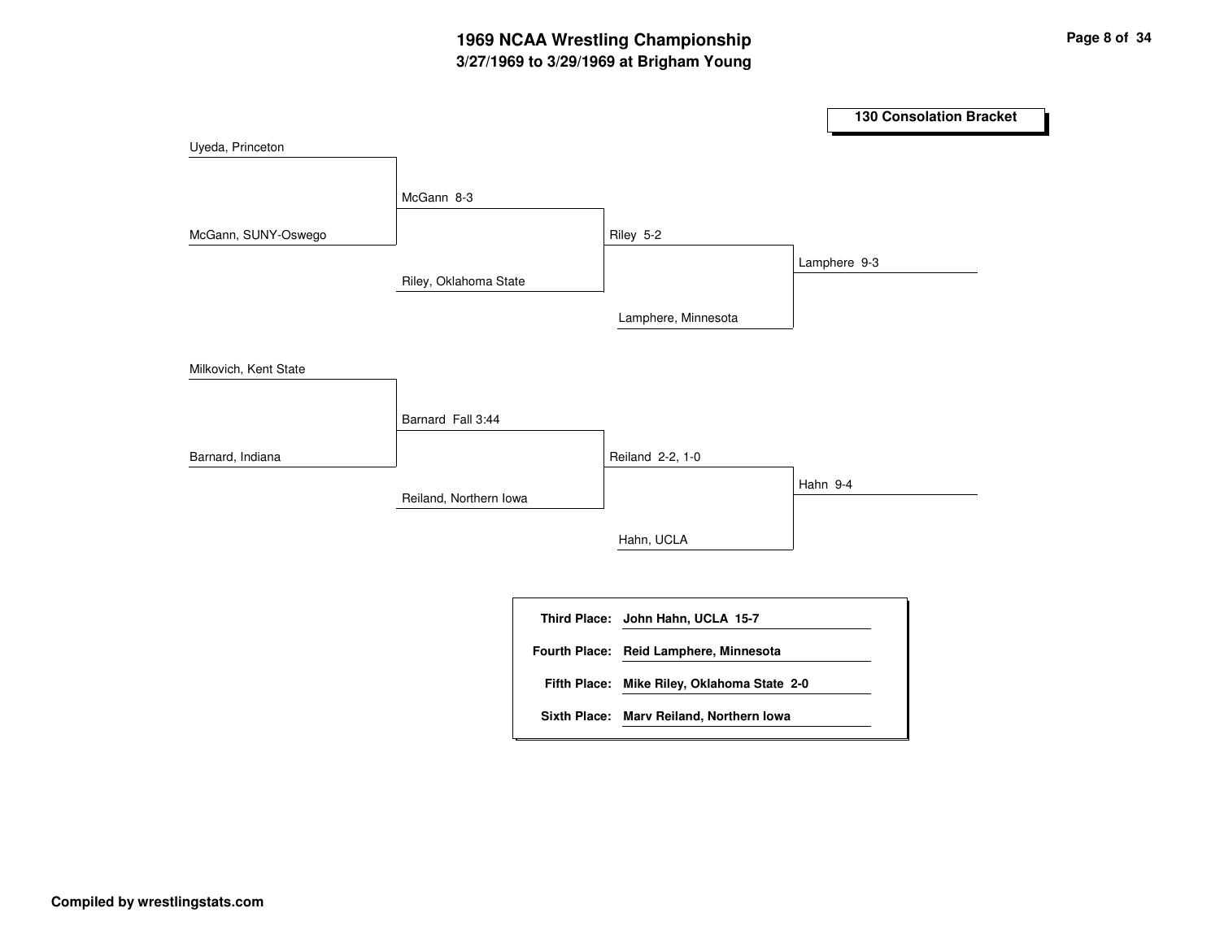# 1969 NCAA Wrestling Championship

## 3/27/1969 to 3/29/1969 at Brigham Young

### 130 Consolation Bracket

Uyeda, Princeton

McGann, SUNY-Oswego

McGann 8-3

Riley, Oklahoma State

Riley 5-2

Lamphere, Minnesota

Lamphere 9-3

Milkovich, Kent State

Barnard, Indiana

Barnard Fall 3:44

Reiland, Northern Iowa

Reiland 2-2, 1-0

Hahn, UCLA

Hahn 9-4

| | |
|---|---|
| **Third Place:** | **John Hahn, UCLA 15-7** |
| **Fourth Place:** | **Reid Lamphere, Minnesota** |
| **Fifth Place:** | **Mike Riley, Oklahoma State 2-0** |
| **Sixth Place:** | **Marv Reiland, Northern Iowa** |

**Compiled by wrestlingstats.com**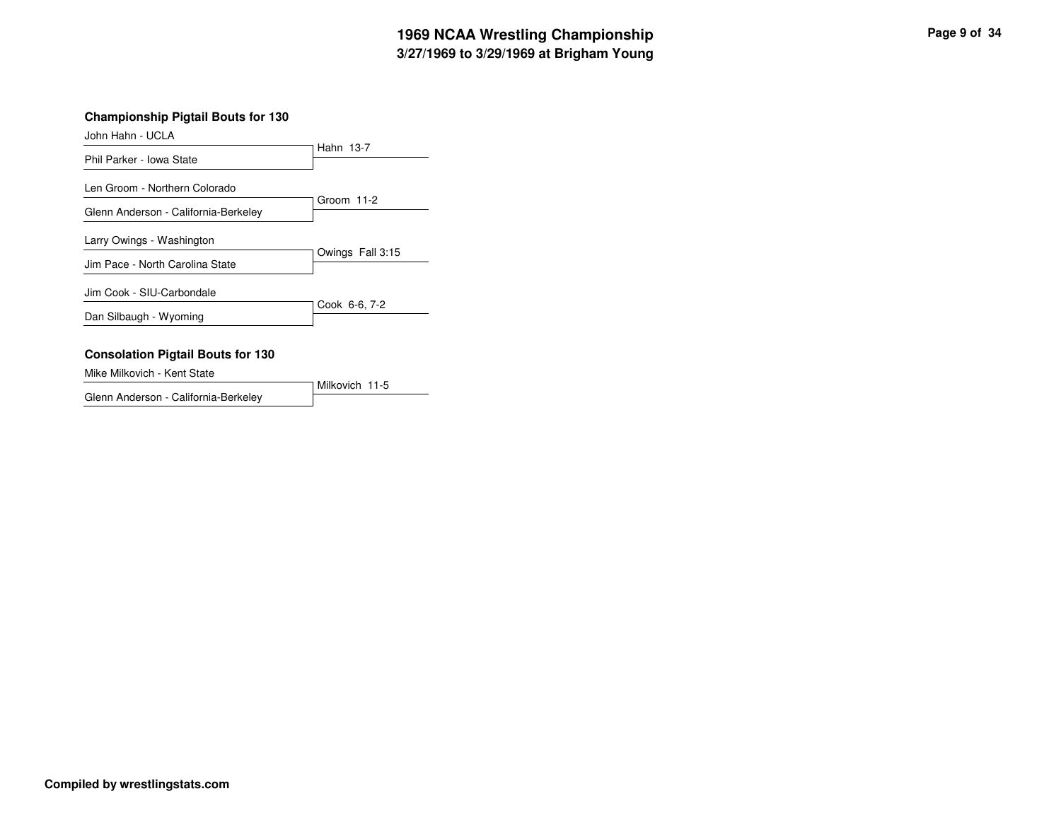## Championship Pigtail Bouts for 130

| Wrestler 1 | Wrestler 2 | Result |
| --- | --- | --- |
| John Hahn - UCLA | Phil Parker - Iowa State | Hahn 13-7 |
| Len Groom - Northern Colorado | Glenn Anderson - California-Berkeley | Groom 11-2 |
| Larry Owings - Washington | Jim Pace - North Carolina State | Owings Fall 3:15 |
| Jim Cook - SIU-Carbondale | Dan Silbaugh - Wyoming | Cook 6-6, 7-2 |

## Consolation Pigtail Bouts for 130

| Wrestler 1 | Wrestler 2 | Result |
| --- | --- | --- |
| Mike Milkovich - Kent State | Glenn Anderson - California-Berkeley | Milkovich 11-5 |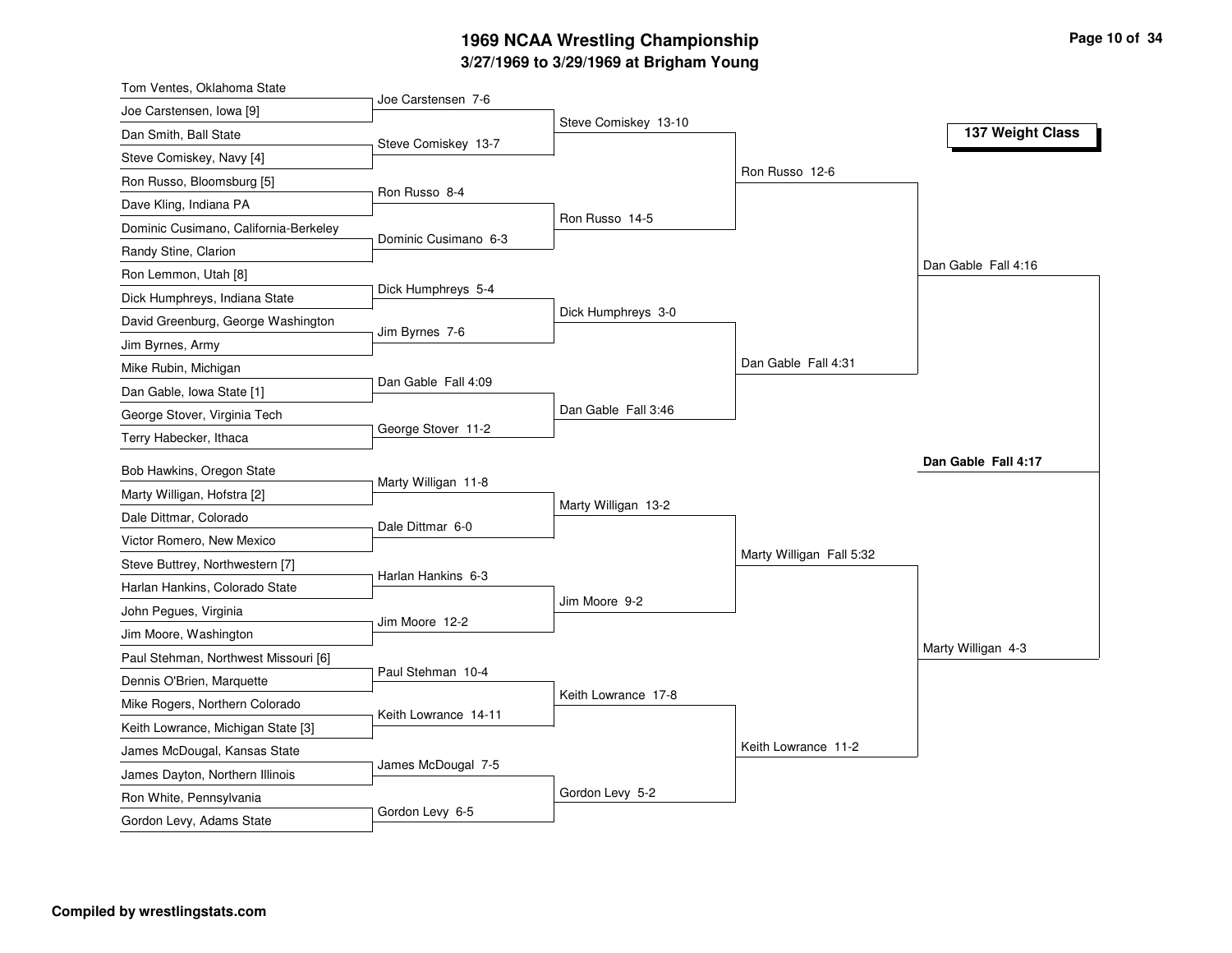# 1969 NCAA Wrestling Championship

## 3/27/1969 to 3/29/1969 at Brigham Young

### 137 Weight Class

**First Round**

- Tom Ventes, Oklahoma State vs. Joe Carstensen, Iowa [9] — Joe Carstensen 7-6
- Dan Smith, Ball State vs. Steve Comiskey, Navy [4] — Steve Comiskey 13-7
- Ron Russo, Bloomsburg [5] vs. Dave Kling, Indiana PA — Ron Russo 8-4
- Dominic Cusimano, California-Berkeley vs. Randy Stine, Clarion — Dominic Cusimano 6-3
- Ron Lemmon, Utah [8] vs. Dick Humphreys, Indiana State — Dick Humphreys 5-4
- David Greenburg, George Washington vs. Jim Byrnes, Army — Jim Byrnes 7-6
- Mike Rubin, Michigan vs. Dan Gable, Iowa State [1] — Dan Gable Fall 4:09
- George Stover, Virginia Tech vs. Terry Habecker, Ithaca — George Stover 11-2
- Bob Hawkins, Oregon State vs. Marty Willigan, Hofstra [2] — Marty Willigan 11-8
- Dale Dittmar, Colorado vs. Victor Romero, New Mexico — Dale Dittmar 6-0
- Steve Buttrey, Northwestern [7] vs. Harlan Hankins, Colorado State — Harlan Hankins 6-3
- John Pegues, Virginia vs. Jim Moore, Washington — Jim Moore 12-2
- Paul Stehman, Northwest Missouri [6] vs. Dennis O'Brien, Marquette — Paul Stehman 10-4
- Mike Rogers, Northern Colorado vs. Keith Lowrance, Michigan State [3] — Keith Lowrance 14-11
- James McDougal, Kansas State vs. James Dayton, Northern Illinois — James McDougal 7-5
- Ron White, Pennsylvania vs. Gordon Levy, Adams State — Gordon Levy 6-5

**Second Round**

- Steve Comiskey 13-10
- Ron Russo 14-5
- Dick Humphreys 3-0
- Dan Gable Fall 3:46
- Marty Willigan 13-2
- Jim Moore 9-2
- Keith Lowrance 17-8
- Gordon Levy 5-2

**Quarterfinals**

- Ron Russo 12-6
- Dan Gable Fall 4:31
- Marty Willigan Fall 5:32
- Keith Lowrance 11-2

**Semifinals**

- Dan Gable Fall 4:16
- Marty Willigan 4-3

**Final**

- **Dan Gable Fall 4:17**

**Compiled by wrestlingstats.com**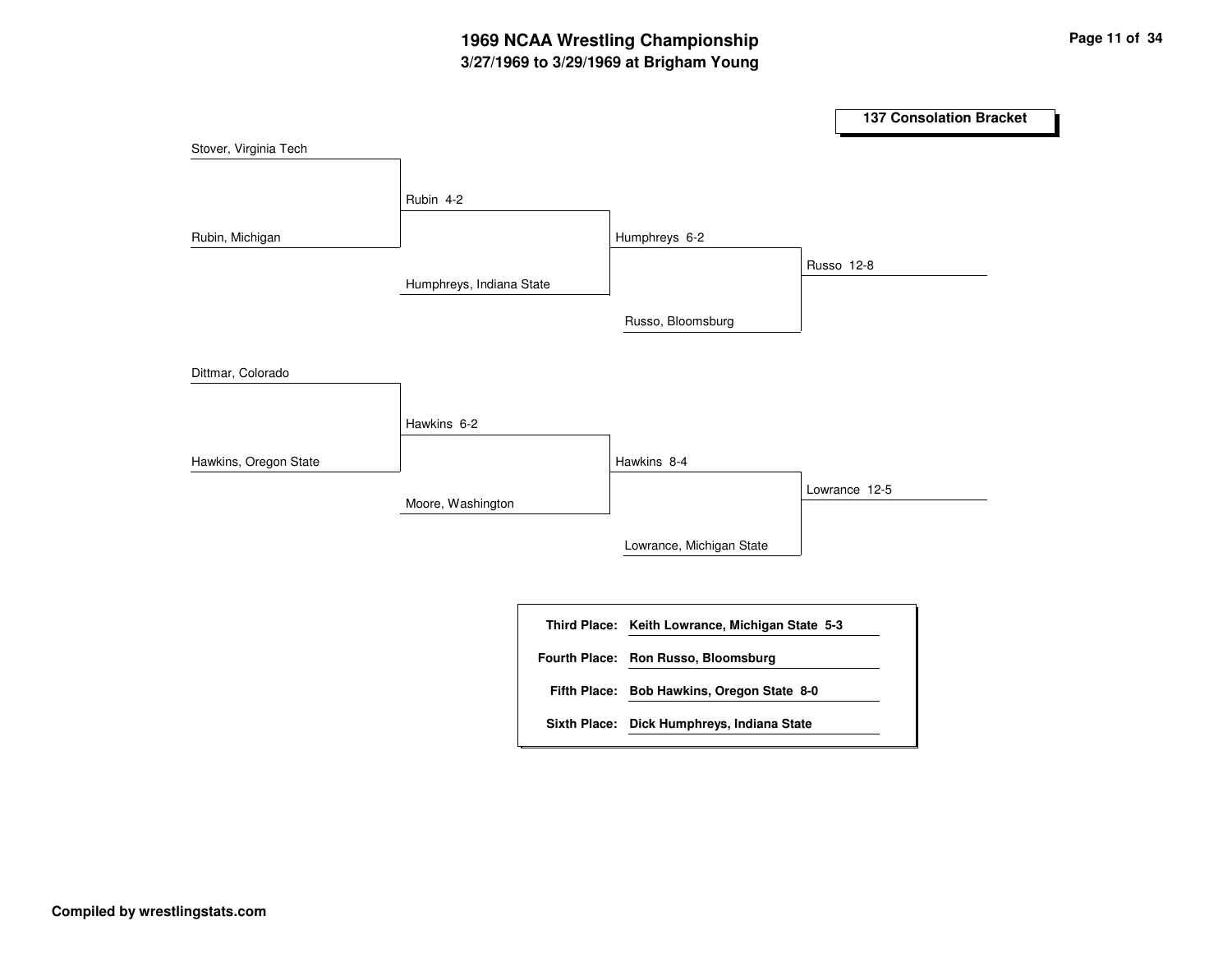# 1969 NCAA Wrestling Championship

## 3/27/1969 to 3/29/1969 at Brigham Young

### 137 Consolation Bracket

Stover, Virginia Tech

Rubin, Michigan

Rubin 4-2

Humphreys, Indiana State

Humphreys 6-2

Russo, Bloomsburg

Russo 12-8

Dittmar, Colorado

Hawkins, Oregon State

Hawkins 6-2

Moore, Washington

Hawkins 8-4

Lowrance, Michigan State

Lowrance 12-5

| | |
|---|---|
| **Third Place:** | **Keith Lowrance, Michigan State 5-3** |
| **Fourth Place:** | **Ron Russo, Bloomsburg** |
| **Fifth Place:** | **Bob Hawkins, Oregon State 8-0** |
| **Sixth Place:** | **Dick Humphreys, Indiana State** |

**Compiled by wrestlingstats.com**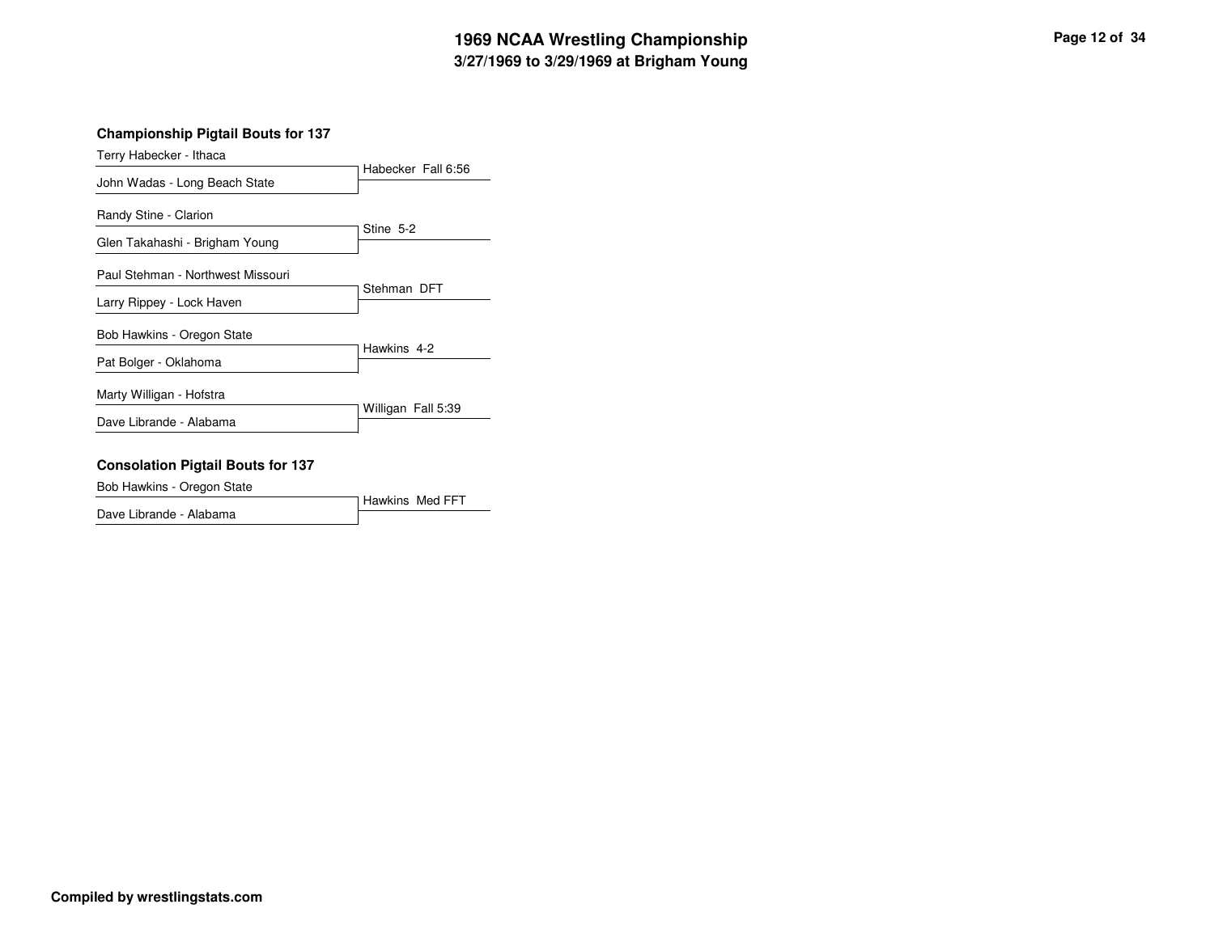# 1969 NCAA Wrestling Championship
## 3/27/1969 to 3/29/1969 at Brigham Young

### Championship Pigtail Bouts for 137

| Wrestler | Result |
| --- | --- |
| Terry Habecker - Ithaca | Habecker Fall 6:56 |
| John Wadas - Long Beach State | |
| Randy Stine - Clarion | Stine 5-2 |
| Glen Takahashi - Brigham Young | |
| Paul Stehman - Northwest Missouri | Stehman DFT |
| Larry Rippey - Lock Haven | |
| Bob Hawkins - Oregon State | Hawkins 4-2 |
| Pat Bolger - Oklahoma | |
| Marty Willigan - Hofstra | Willigan Fall 5:39 |
| Dave Librande - Alabama | |

### Consolation Pigtail Bouts for 137

| Wrestler | Result |
| --- | --- |
| Bob Hawkins - Oregon State | Hawkins Med FFT |
| Dave Librande - Alabama | |

**Compiled by wrestlingstats.com**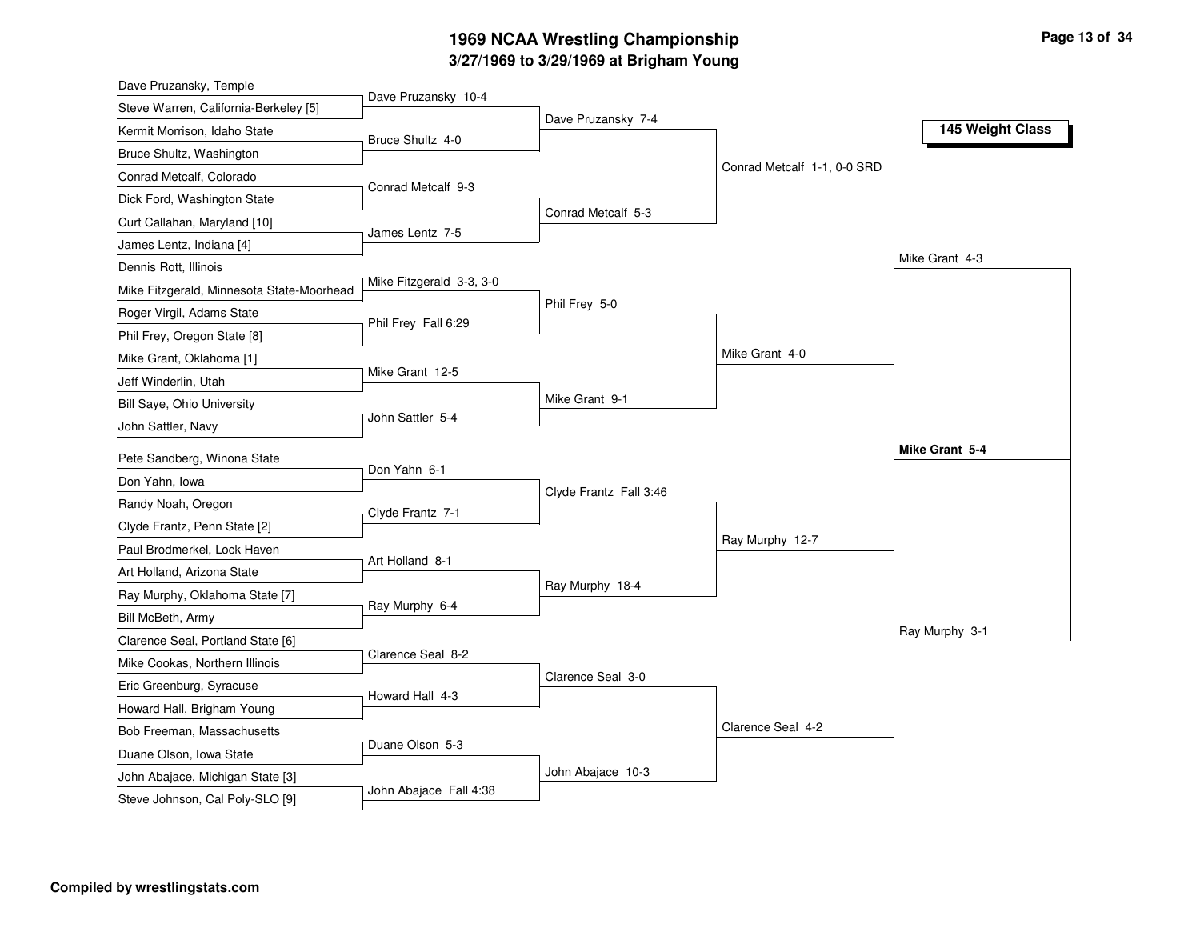# 1969 NCAA Wrestling Championship

## 3/27/1969 to 3/29/1969 at Brigham Young

### 145 Weight Class

**First Round**

| Wrestler 1 | Wrestler 2 | Result |
|---|---|---|
| Dave Pruzansky, Temple | Steve Warren, California-Berkeley [5] | Dave Pruzansky 10-4 |
| Kermit Morrison, Idaho State | Bruce Shultz, Washington | Bruce Shultz 4-0 |
| Conrad Metcalf, Colorado | Dick Ford, Washington State | Conrad Metcalf 9-3 |
| Curt Callahan, Maryland [10] | James Lentz, Indiana [4] | James Lentz 7-5 |
| Dennis Rott, Illinois | Mike Fitzgerald, Minnesota State-Moorhead | Mike Fitzgerald 3-3, 3-0 |
| Roger Virgil, Adams State | Phil Frey, Oregon State [8] | Phil Frey Fall 6:29 |
| Mike Grant, Oklahoma [1] | Jeff Winderlin, Utah | Mike Grant 12-5 |
| Bill Saye, Ohio University | John Sattler, Navy | John Sattler 5-4 |
| Pete Sandberg, Winona State | Don Yahn, Iowa | Don Yahn 6-1 |
| Randy Noah, Oregon | Clyde Frantz, Penn State [2] | Clyde Frantz 7-1 |
| Paul Brodmerkel, Lock Haven | Art Holland, Arizona State | Art Holland 8-1 |
| Ray Murphy, Oklahoma State [7] | Bill McBeth, Army | Ray Murphy 6-4 |
| Clarence Seal, Portland State [6] | Mike Cookas, Northern Illinois | Clarence Seal 8-2 |
| Eric Greenburg, Syracuse | Howard Hall, Brigham Young | Howard Hall 4-3 |
| Bob Freeman, Massachusetts | Duane Olson, Iowa State | Duane Olson 5-3 |
| John Abajace, Michigan State [3] | Steve Johnson, Cal Poly-SLO [9] | John Abajace Fall 4:38 |

**Second Round**

- Dave Pruzansky 7-4
- Conrad Metcalf 5-3
- Phil Frey 5-0
- Mike Grant 9-1
- Clyde Frantz Fall 3:46
- Ray Murphy 18-4
- Clarence Seal 3-0
- John Abajace 10-3

**Quarterfinals**

- Conrad Metcalf 1-1, 0-0 SRD
- Mike Grant 4-0
- Ray Murphy 12-7
- Clarence Seal 4-2

**Semifinals**

- Mike Grant 4-3
- Ray Murphy 3-1

**Final**

**Mike Grant 5-4**

Compiled by wrestlingstats.com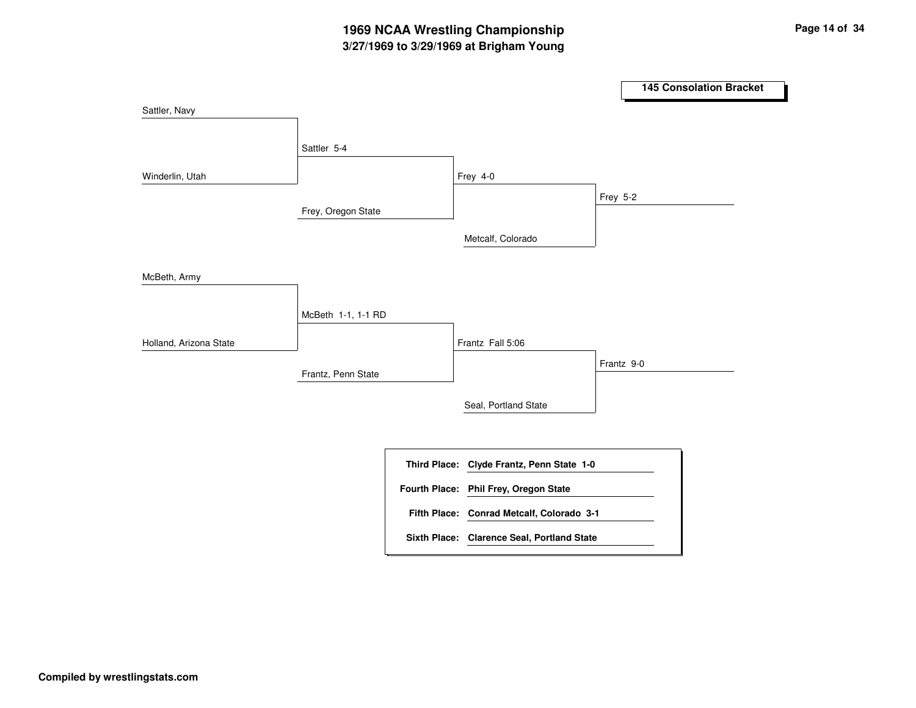# 1969 NCAA Wrestling Championship
## 3/27/1969 to 3/29/1969 at Brigham Young

### 145 Consolation Bracket

Sattler, Navy
Winderlin, Utah
Sattler 5-4
Frey, Oregon State
Frey 4-0
Metcalf, Colorado
Frey 5-2

McBeth, Army
Holland, Arizona State
McBeth 1-1, 1-1 RD
Frantz, Penn State
Frantz Fall 5:06
Seal, Portland State
Frantz 9-0

| | |
|---|---|
| **Third Place:** | **Clyde Frantz, Penn State 1-0** |
| **Fourth Place:** | **Phil Frey, Oregon State** |
| **Fifth Place:** | **Conrad Metcalf, Colorado 3-1** |
| **Sixth Place:** | **Clarence Seal, Portland State** |

**Compiled by wrestlingstats.com**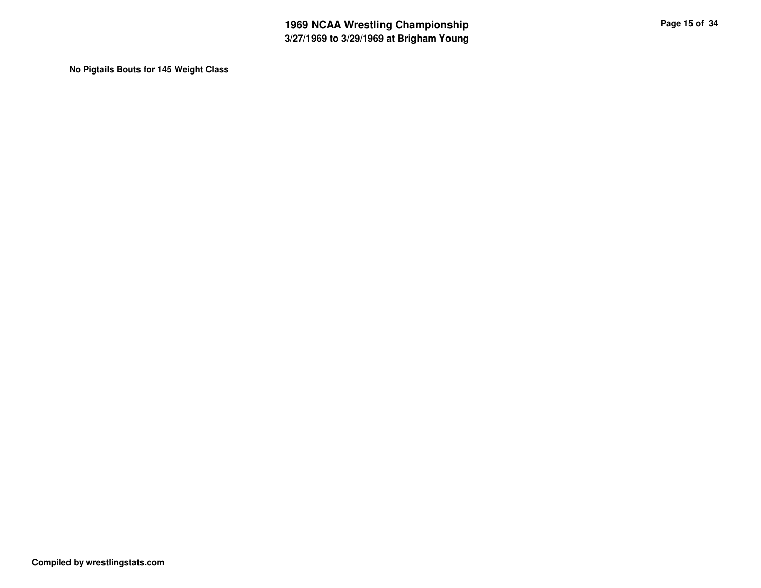**No Pigtails Bouts for 145 Weight Class**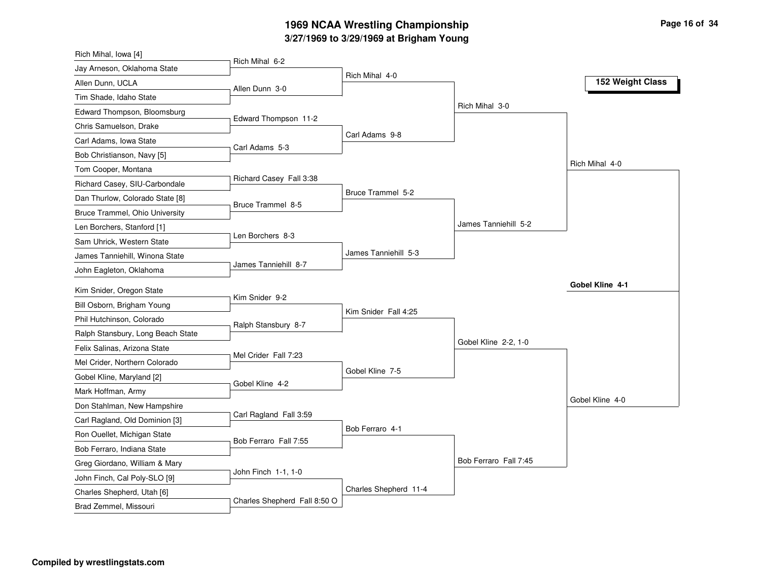# 1969 NCAA Wrestling Championship

## 3/27/1969 to 3/29/1969 at Brigham Young

**152 Weight Class**

| First Round | Second Round | Quarterfinals | Semifinals | Finals |
|---|---|---|---|---|
| Rich Mihal, Iowa [4] | | | | |
| Jay Arneson, Oklahoma State | Rich Mihal 6-2 | | | |
| Allen Dunn, UCLA | | Rich Mihal 4-0 | | |
| Tim Shade, Idaho State | Allen Dunn 3-0 | | | |
| Edward Thompson, Bloomsburg | | | Rich Mihal 3-0 | |
| Chris Samuelson, Drake | Edward Thompson 11-2 | | | |
| Carl Adams, Iowa State | | Carl Adams 9-8 | | |
| Bob Christianson, Navy [5] | Carl Adams 5-3 | | | |
| Tom Cooper, Montana | | | | Rich Mihal 4-0 |
| Richard Casey, SIU-Carbondale | Richard Casey Fall 3:38 | | | |
| Dan Thurlow, Colorado State [8] | | Bruce Trammel 5-2 | | |
| Bruce Trammel, Ohio University | Bruce Trammel 8-5 | | | |
| Len Borchers, Stanford [1] | | | James Tanniehill 5-2 | |
| Sam Uhrick, Western State | Len Borchers 8-3 | | | |
| James Tanniehill, Winona State | | James Tanniehill 5-3 | | |
| John Eagleton, Oklahoma | James Tanniehill 8-7 | | | |
| | | | | **Gobel Kline 4-1** |
| Kim Snider, Oregon State | Kim Snider 9-2 | | | |
| Bill Osborn, Brigham Young | | Kim Snider Fall 4:25 | | |
| Phil Hutchinson, Colorado | Ralph Stansbury 8-7 | | | |
| Ralph Stansbury, Long Beach State | | | Gobel Kline 2-2, 1-0 | |
| Felix Salinas, Arizona State | Mel Crider Fall 7:23 | | | |
| Mel Crider, Northern Colorado | | Gobel Kline 7-5 | | |
| Gobel Kline, Maryland [2] | Gobel Kline 4-2 | | | |
| Mark Hoffman, Army | | | | Gobel Kline 4-0 |
| Don Stahlman, New Hampshire | Carl Ragland Fall 3:59 | | | |
| Carl Ragland, Old Dominion [3] | | Bob Ferraro 4-1 | | |
| Ron Ouellet, Michigan State | Bob Ferraro Fall 7:55 | | | |
| Bob Ferraro, Indiana State | | | Bob Ferraro Fall 7:45 | |
| Greg Giordano, William & Mary | John Finch 1-1, 1-0 | | | |
| John Finch, Cal Poly-SLO [9] | | Charles Shepherd 11-4 | | |
| Charles Shepherd, Utah [6] | Charles Shepherd Fall 8:50 O | | | |
| Brad Zemmel, Missouri | | | | |

**Compiled by wrestlingstats.com**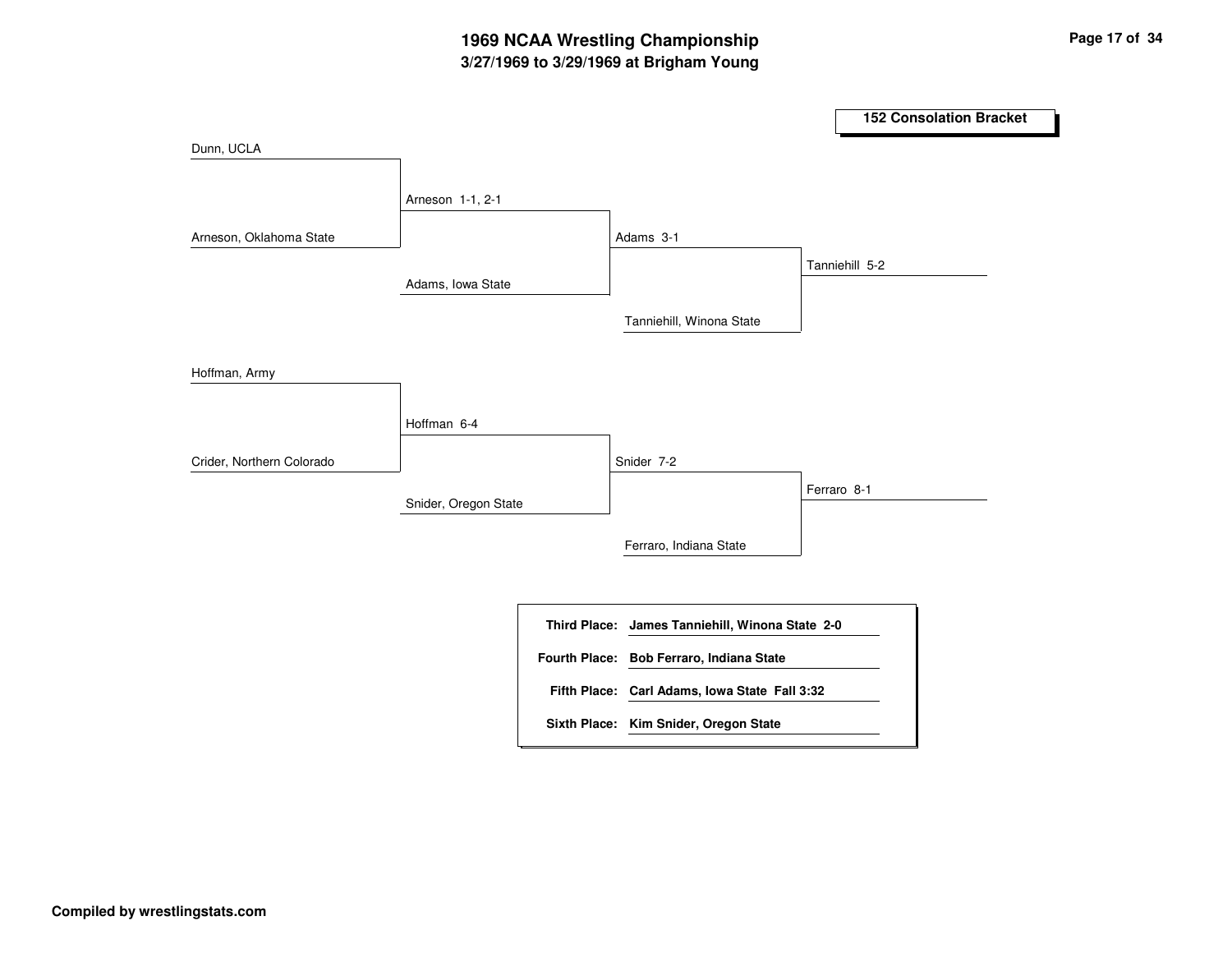# 1969 NCAA Wrestling Championship

## 3/27/1969 to 3/29/1969 at Brigham Young

### 152 Consolation Bracket

Dunn, UCLA

Arneson 1-1, 2-1

Arneson, Oklahoma State

Adams 3-1

Adams, Iowa State

Tanniehill 5-2

Tanniehill, Winona State

Hoffman, Army

Hoffman 6-4

Crider, Northern Colorado

Snider 7-2

Snider, Oregon State

Ferraro 8-1

Ferraro, Indiana State

| | |
|---|---|
| **Third Place:** | **James Tanniehill, Winona State 2-0** |
| **Fourth Place:** | **Bob Ferraro, Indiana State** |
| **Fifth Place:** | **Carl Adams, Iowa State Fall 3:32** |
| **Sixth Place:** | **Kim Snider, Oregon State** |

**Compiled by wrestlingstats.com**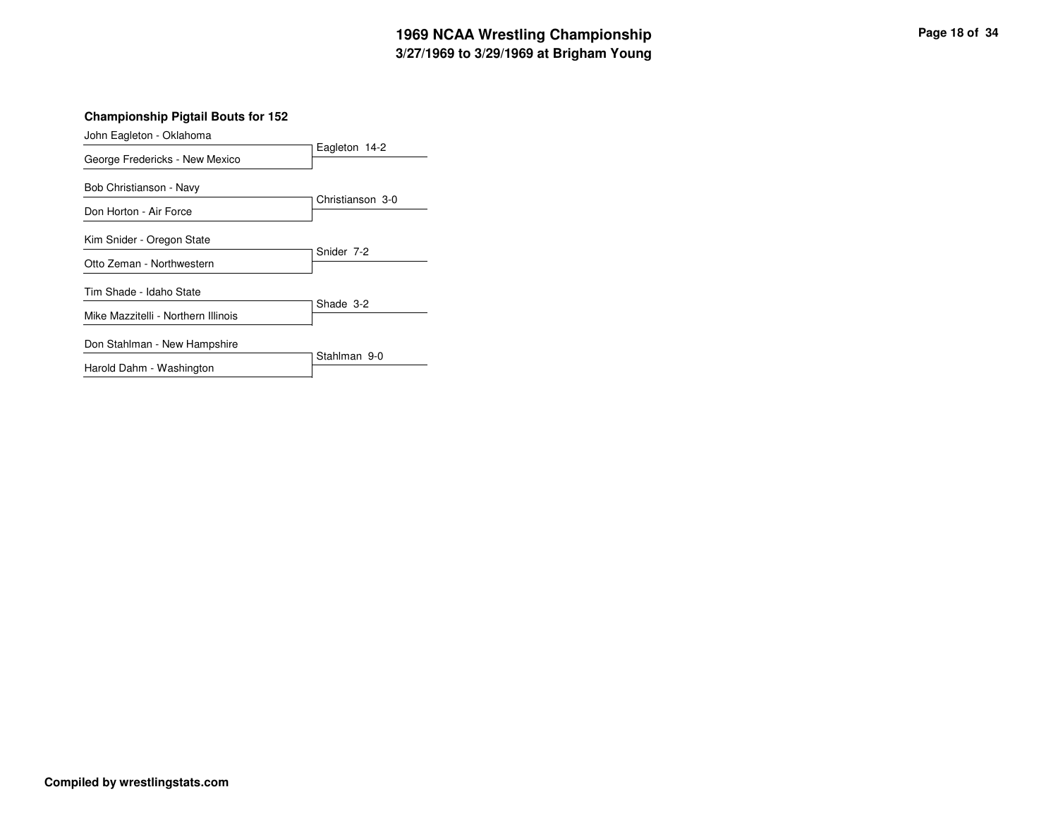# 1969 NCAA Wrestling Championship
## 3/27/1969 to 3/29/1969 at Brigham Young

### Championship Pigtail Bouts for 152

| Wrestler 1 | Wrestler 2 | Result |
|---|---|---|
| John Eagleton - Oklahoma | George Fredericks - New Mexico | Eagleton 14-2 |
| Bob Christianson - Navy | Don Horton - Air Force | Christianson 3-0 |
| Kim Snider - Oregon State | Otto Zeman - Northwestern | Snider 7-2 |
| Tim Shade - Idaho State | Mike Mazzitelli - Northern Illinois | Shade 3-2 |
| Don Stahlman - New Hampshire | Harold Dahm - Washington | Stahlman 9-0 |

**Compiled by wrestlingstats.com**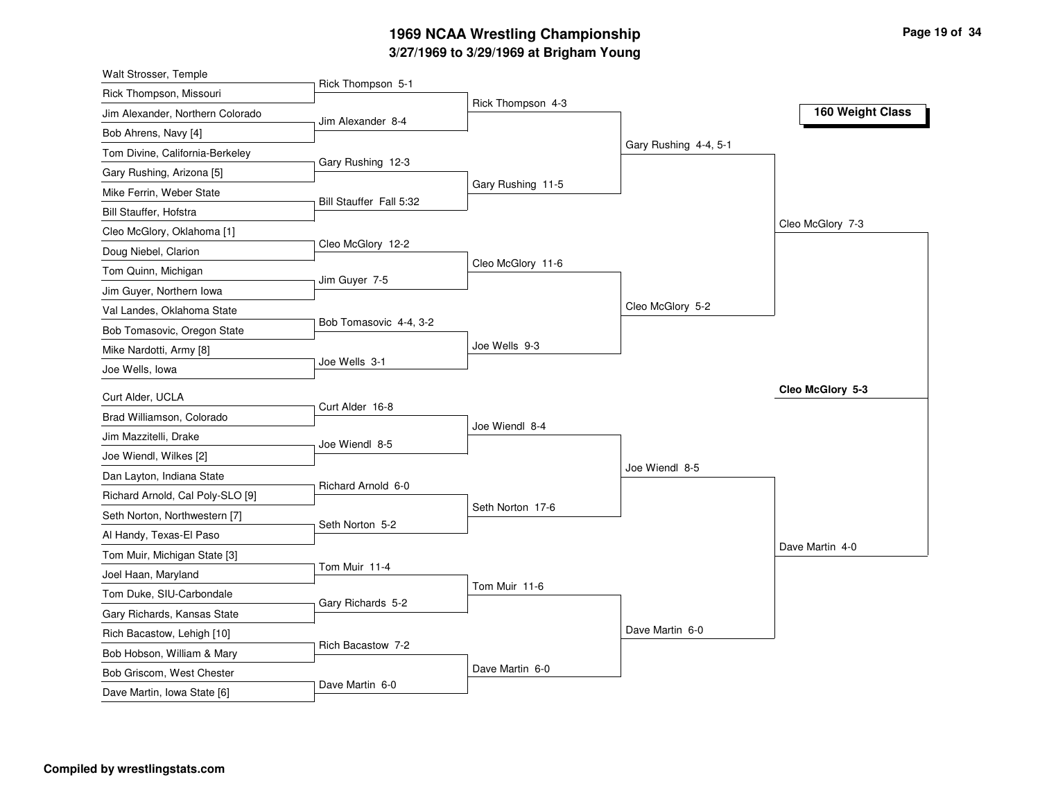# 1969 NCAA Wrestling Championship

## 3/27/1969 to 3/29/1969 at Brigham Young

### 160 Weight Class

**First Round**

- Walt Strosser, Temple vs. Rick Thompson, Missouri — Rick Thompson 5-1
- Jim Alexander, Northern Colorado vs. Bob Ahrens, Navy [4] — Jim Alexander 8-4
- Tom Divine, California-Berkeley vs. Gary Rushing, Arizona [5] — Gary Rushing 12-3
- Mike Ferrin, Weber State vs. Bill Stauffer, Hofstra — Bill Stauffer Fall 5:32
- Cleo McGlory, Oklahoma [1] vs. Doug Niebel, Clarion — Cleo McGlory 12-2
- Tom Quinn, Michigan vs. Jim Guyer, Northern Iowa — Jim Guyer 7-5
- Val Landes, Oklahoma State vs. Bob Tomasovic, Oregon State — Bob Tomasovic 4-4, 3-2
- Mike Nardotti, Army [8] vs. Joe Wells, Iowa — Joe Wells 3-1
- Curt Alder, UCLA vs. Brad Williamson, Colorado — Curt Alder 16-8
- Jim Mazzitelli, Drake vs. Joe Wiendl, Wilkes [2] — Joe Wiendl 8-5
- Dan Layton, Indiana State vs. Richard Arnold, Cal Poly-SLO [9] — Richard Arnold 6-0
- Seth Norton, Northwestern [7] vs. Al Handy, Texas-El Paso — Seth Norton 5-2
- Tom Muir, Michigan State [3] vs. Joel Haan, Maryland — Tom Muir 11-4
- Tom Duke, SIU-Carbondale vs. Gary Richards, Kansas State — Gary Richards 5-2
- Rich Bacastow, Lehigh [10] vs. Bob Hobson, William & Mary — Rich Bacastow 7-2
- Bob Griscom, West Chester vs. Dave Martin, Iowa State [6] — Dave Martin 6-0

**Second Round**

- Rick Thompson 4-3
- Gary Rushing 11-5
- Cleo McGlory 11-6
- Joe Wells 9-3
- Joe Wiendl 8-4
- Seth Norton 17-6
- Tom Muir 11-6
- Dave Martin 6-0

**Quarterfinals**

- Gary Rushing 4-4, 5-1
- Cleo McGlory 5-2
- Joe Wiendl 8-5
- Dave Martin 6-0

**Semifinals**

- Cleo McGlory 7-3
- Dave Martin 4-0

**Final**

- **Cleo McGlory 5-3**

**Compiled by wrestlingstats.com**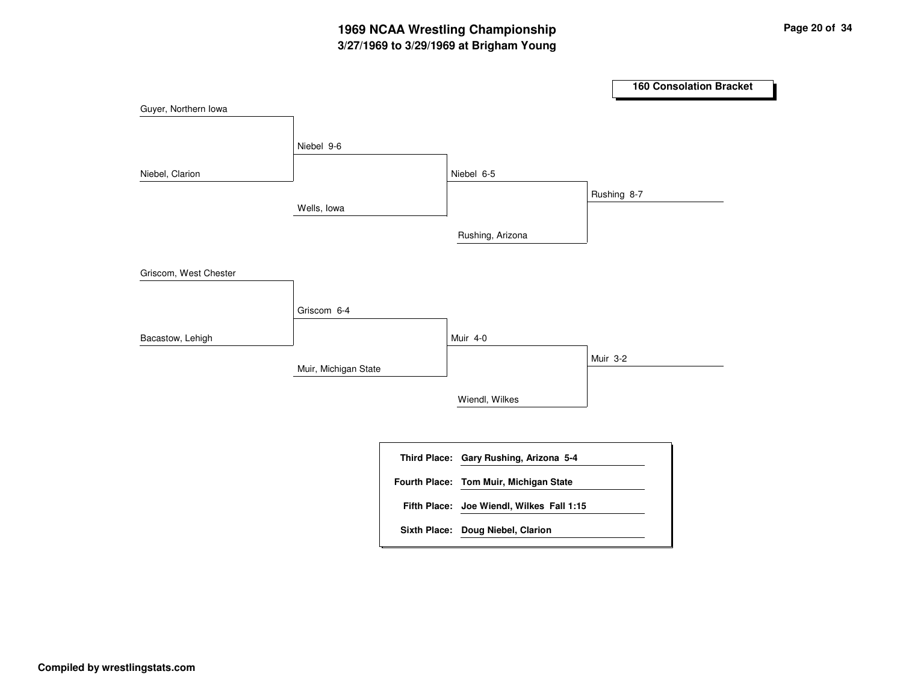# 1969 NCAA Wrestling Championship

## 3/27/1969 to 3/29/1969 at Brigham Young

### 160 Consolation Bracket

Guyer, Northern Iowa

Niebel, Clarion

Niebel 9-6

Wells, Iowa

Niebel 6-5

Rushing, Arizona

Rushing 8-7

Griscom, West Chester

Bacastow, Lehigh

Griscom 6-4

Muir, Michigan State

Muir 4-0

Wiendl, Wilkes

Muir 3-2

| | |
|---|---|
| **Third Place:** | **Gary Rushing, Arizona 5-4** |
| **Fourth Place:** | **Tom Muir, Michigan State** |
| **Fifth Place:** | **Joe Wiendl, Wilkes Fall 1:15** |
| **Sixth Place:** | **Doug Niebel, Clarion** |

**Compiled by wrestlingstats.com**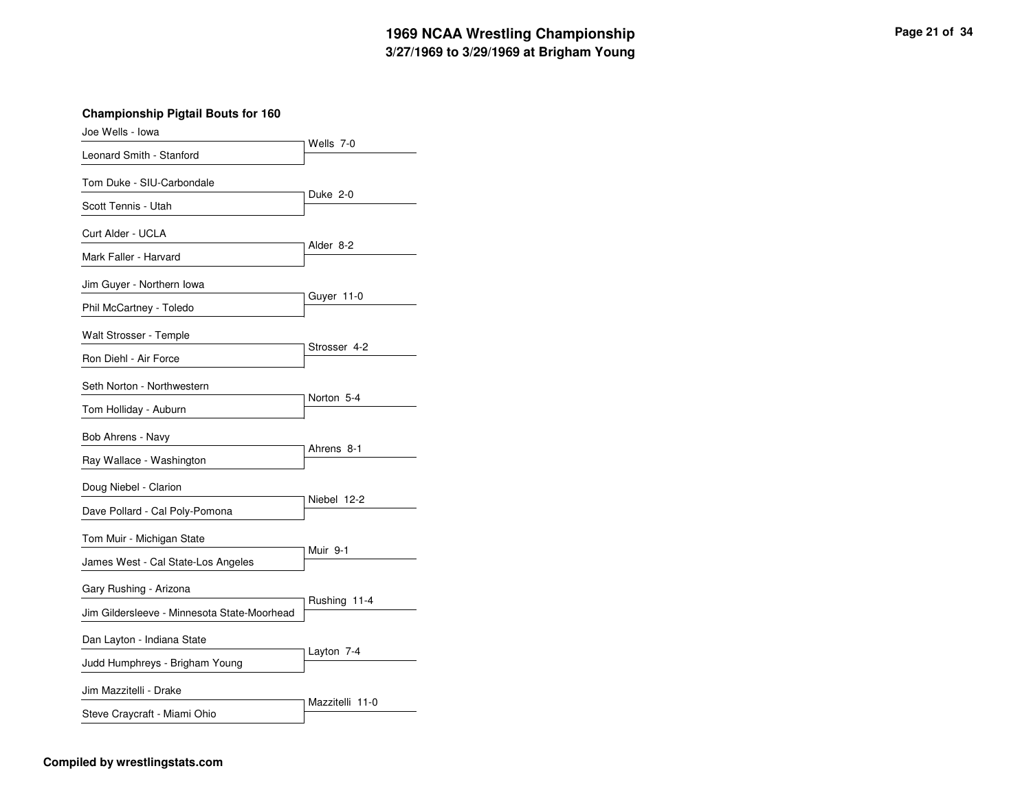# 1969 NCAA Wrestling Championship

## 3/27/1969 to 3/29/1969 at Brigham Young

### Championship Pigtail Bouts for 160

| Wrestler 1 | Wrestler 2 | Result |
|---|---|---|
| Joe Wells - Iowa | Leonard Smith - Stanford | Wells 7-0 |
| Tom Duke - SIU-Carbondale | Scott Tennis - Utah | Duke 2-0 |
| Curt Alder - UCLA | Mark Faller - Harvard | Alder 8-2 |
| Jim Guyer - Northern Iowa | Phil McCartney - Toledo | Guyer 11-0 |
| Walt Strosser - Temple | Ron Diehl - Air Force | Strosser 4-2 |
| Seth Norton - Northwestern | Tom Holliday - Auburn | Norton 5-4 |
| Bob Ahrens - Navy | Ray Wallace - Washington | Ahrens 8-1 |
| Doug Niebel - Clarion | Dave Pollard - Cal Poly-Pomona | Niebel 12-2 |
| Tom Muir - Michigan State | James West - Cal State-Los Angeles | Muir 9-1 |
| Gary Rushing - Arizona | Jim Gildersleeve - Minnesota State-Moorhead | Rushing 11-4 |
| Dan Layton - Indiana State | Judd Humphreys - Brigham Young | Layton 7-4 |
| Jim Mazzitelli - Drake | Steve Craycraft - Miami Ohio | Mazzitelli 11-0 |

**Compiled by wrestlingstats.com**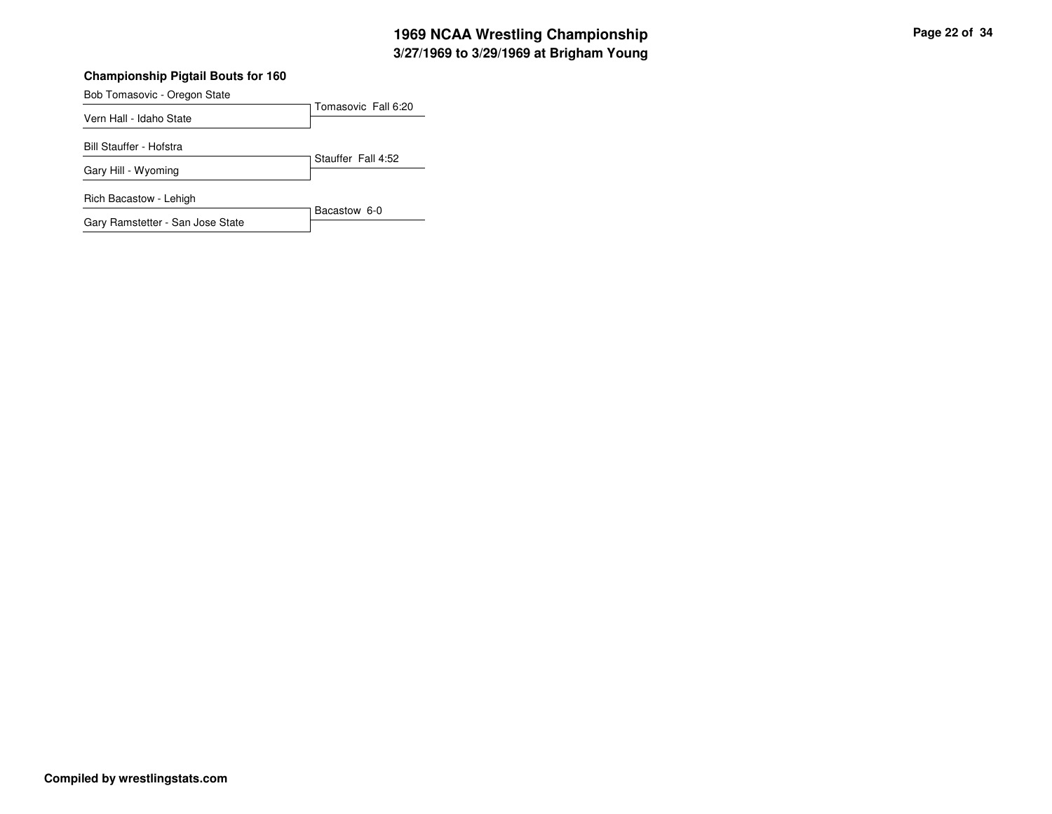## Championship Pigtail Bouts for 160

| Wrestler | Result |
| --- | --- |
| Bob Tomasovic - Oregon State | Tomasovic Fall 6:20 |
| Vern Hall - Idaho State | |
| Bill Stauffer - Hofstra | Stauffer Fall 4:52 |
| Gary Hill - Wyoming | |
| Rich Bacastow - Lehigh | Bacastow 6-0 |
| Gary Ramstetter - San Jose State | |

**Compiled by wrestlingstats.com**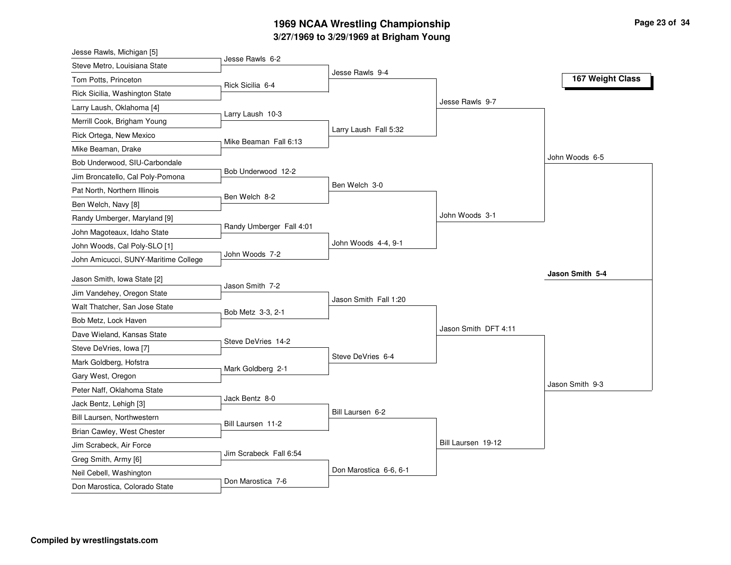# 1969 NCAA Wrestling Championship

## 3/27/1969 to 3/29/1969 at Brigham Young

### 167 Weight Class

**First Round**

- Jesse Rawls, Michigan [5] vs. Steve Metro, Louisiana State — Jesse Rawls 6-2
- Tom Potts, Princeton vs. Rick Sicilia, Washington State — Rick Sicilia 6-4
- Larry Laush, Oklahoma [4] vs. Merrill Cook, Brigham Young — Larry Laush 10-3
- Rick Ortega, New Mexico vs. Mike Beaman, Drake — Mike Beaman Fall 6:13
- Bob Underwood, SIU-Carbondale vs. Jim Broncatello, Cal Poly-Pomona — Bob Underwood 12-2
- Pat North, Northern Illinois vs. Ben Welch, Navy [8] — Ben Welch 8-2
- Randy Umberger, Maryland [9] vs. John Magoteaux, Idaho State — Randy Umberger Fall 4:01
- John Woods, Cal Poly-SLO [1] vs. John Amicucci, SUNY-Maritime College — John Woods 7-2
- Jason Smith, Iowa State [2] vs. Jim Vandehey, Oregon State — Jason Smith 7-2
- Walt Thatcher, San Jose State vs. Bob Metz, Lock Haven — Bob Metz 3-3, 2-1
- Dave Wieland, Kansas State vs. Steve DeVries, Iowa [7] — Steve DeVries 14-2
- Mark Goldberg, Hofstra vs. Gary West, Oregon — Mark Goldberg 2-1
- Peter Naff, Oklahoma State vs. Jack Bentz, Lehigh [3] — Jack Bentz 8-0
- Bill Laursen, Northwestern vs. Brian Cawley, West Chester — Bill Laursen 11-2
- Jim Scrabeck, Air Force vs. Greg Smith, Army [6] — Jim Scrabeck Fall 6:54
- Neil Cebell, Washington vs. Don Marostica, Colorado State — Don Marostica 7-6

**Second Round**

- Jesse Rawls 9-4
- Larry Laush Fall 5:32
- Ben Welch 3-0
- John Woods 4-4, 9-1
- Jason Smith Fall 1:20
- Steve DeVries 6-4
- Bill Laursen 6-2
- Don Marostica 6-6, 6-1

**Quarterfinals**

- Jesse Rawls 9-7
- John Woods 3-1
- Jason Smith DFT 4:11
- Bill Laursen 19-12

**Semifinals**

- John Woods 6-5
- Jason Smith 9-3

**Final**

- **Jason Smith 5-4**

**Compiled by wrestlingstats.com**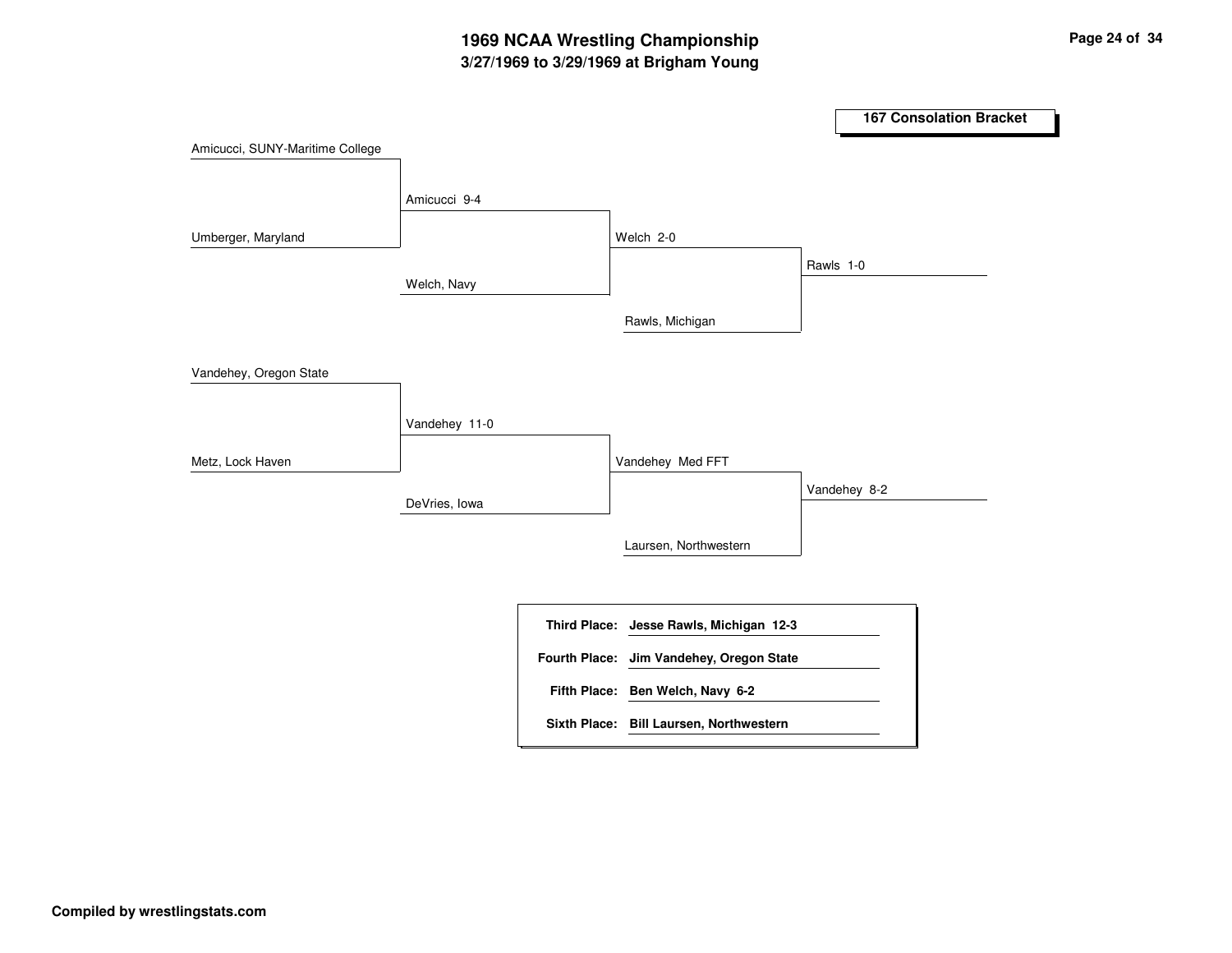# 1969 NCAA Wrestling Championship

## 3/27/1969 to 3/29/1969 at Brigham Young

### 167 Consolation Bracket

**Round 1**

- Amicucci, SUNY-Maritime College vs. Umberger, Maryland — Amicucci 9-4
- Vandehey, Oregon State vs. Metz, Lock Haven — Vandehey 11-0

**Round 2**

- Amicucci vs. Welch, Navy — Welch 2-0
- Vandehey vs. DeVries, Iowa — Vandehey Med FFT

**Round 3**

- Welch vs. Rawls, Michigan — Rawls 1-0
- Vandehey vs. Laursen, Northwestern — Vandehey 8-2

| | |
|---|---|
| **Third Place:** | **Jesse Rawls, Michigan 12-3** |
| **Fourth Place:** | **Jim Vandehey, Oregon State** |
| **Fifth Place:** | **Ben Welch, Navy 6-2** |
| **Sixth Place:** | **Bill Laursen, Northwestern** |

**Compiled by wrestlingstats.com**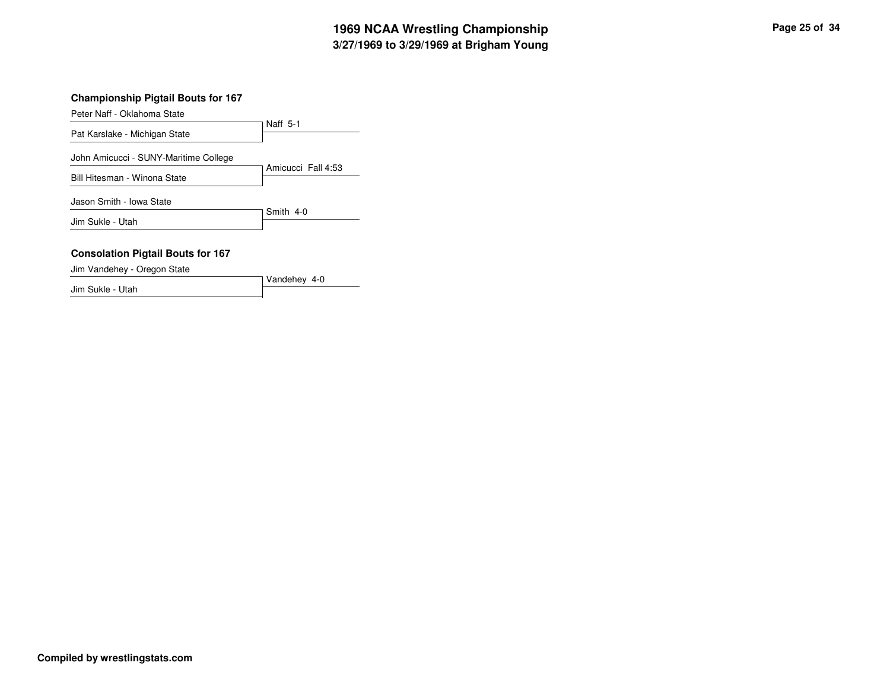# 1969 NCAA Wrestling Championship
## 3/27/1969 to 3/29/1969 at Brigham Young

### Championship Pigtail Bouts for 167

| Wrestler | Result |
|---|---|
| Peter Naff - Oklahoma State | Naff 5-1 |
| Pat Karslake - Michigan State | |
| John Amicucci - SUNY-Maritime College | Amicucci Fall 4:53 |
| Bill Hitesman - Winona State | |
| Jason Smith - Iowa State | Smith 4-0 |
| Jim Sukle - Utah | |

### Consolation Pigtail Bouts for 167

| Wrestler | Result |
|---|---|
| Jim Vandehey - Oregon State | Vandehey 4-0 |
| Jim Sukle - Utah | |

**Compiled by wrestlingstats.com**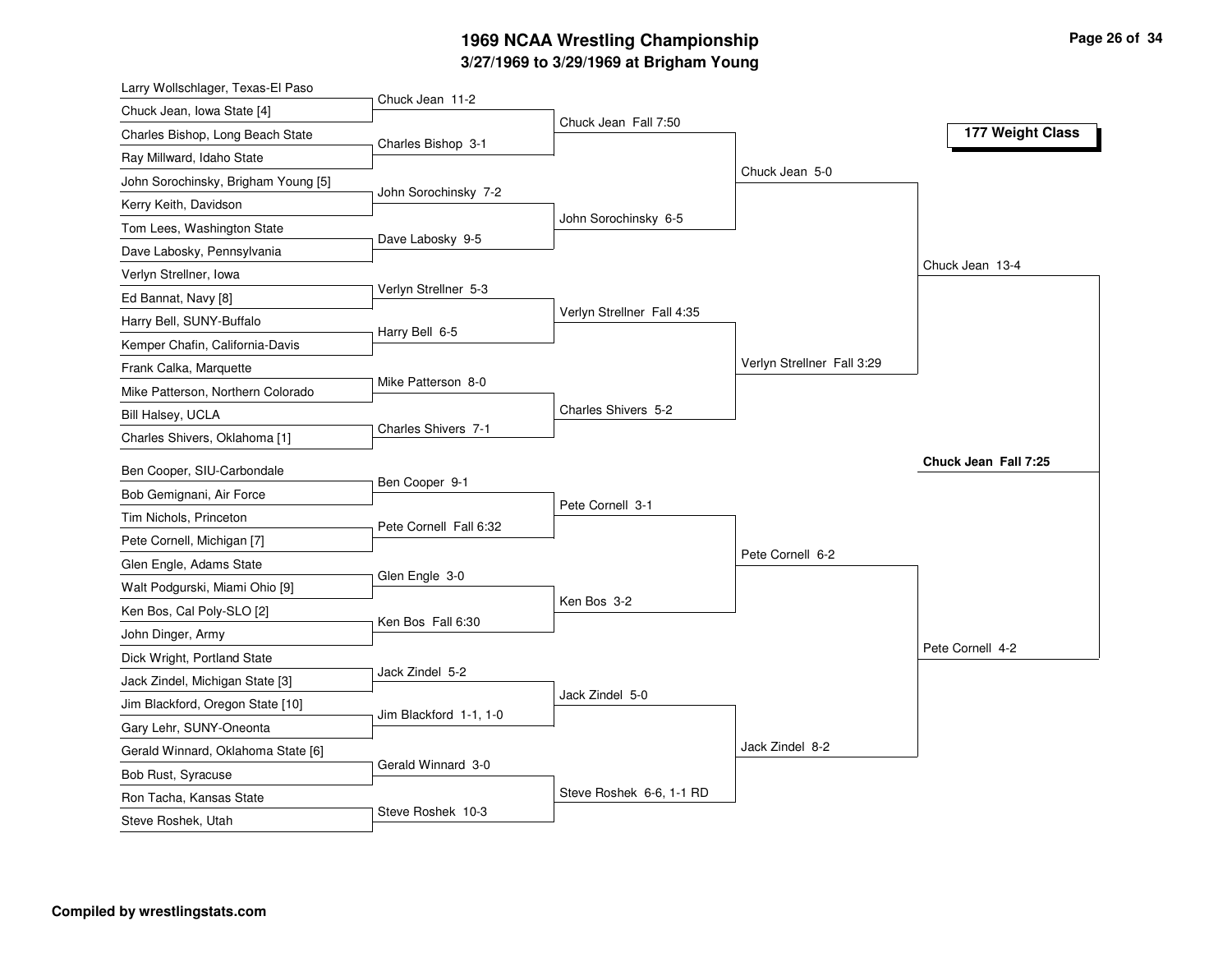# 1969 NCAA Wrestling Championship

## 3/27/1969 to 3/29/1969 at Brigham Young

### 177 Weight Class

**First Round**

- Larry Wollschlager, Texas-El Paso vs. Chuck Jean, Iowa State [4] — Chuck Jean 11-2
- Charles Bishop, Long Beach State vs. Ray Millward, Idaho State — Charles Bishop 3-1
- John Sorochinsky, Brigham Young [5] vs. Kerry Keith, Davidson — John Sorochinsky 7-2
- Tom Lees, Washington State vs. Dave Labosky, Pennsylvania — Dave Labosky 9-5
- Verlyn Strellner, Iowa vs. Ed Bannat, Navy [8] — Verlyn Strellner 5-3
- Harry Bell, SUNY-Buffalo vs. Kemper Chafin, California-Davis — Harry Bell 6-5
- Frank Calka, Marquette vs. Mike Patterson, Northern Colorado — Mike Patterson 8-0
- Bill Halsey, UCLA vs. Charles Shivers, Oklahoma [1] — Charles Shivers 7-1
- Ben Cooper, SIU-Carbondale vs. Bob Gemignani, Air Force — Ben Cooper 9-1
- Tim Nichols, Princeton vs. Pete Cornell, Michigan [7] — Pete Cornell Fall 6:32
- Glen Engle, Adams State vs. Walt Podgurski, Miami Ohio [9] — Glen Engle 3-0
- Ken Bos, Cal Poly-SLO [2] vs. John Dinger, Army — Ken Bos Fall 6:30
- Dick Wright, Portland State vs. Jack Zindel, Michigan State [3] — Jack Zindel 5-2
- Jim Blackford, Oregon State [10] vs. Gary Lehr, SUNY-Oneonta — Jim Blackford 1-1, 1-0
- Gerald Winnard, Oklahoma State [6] vs. Bob Rust, Syracuse — Gerald Winnard 3-0
- Ron Tacha, Kansas State vs. Steve Roshek, Utah — Steve Roshek 10-3

**Second Round**

- Chuck Jean Fall 7:50
- John Sorochinsky 6-5
- Verlyn Strellner Fall 4:35
- Charles Shivers 5-2
- Pete Cornell 3-1
- Ken Bos 3-2
- Jack Zindel 5-0
- Steve Roshek 6-6, 1-1 RD

**Quarterfinals**

- Chuck Jean 5-0
- Verlyn Strellner Fall 3:29
- Pete Cornell 6-2
- Jack Zindel 8-2

**Semifinals**

- Chuck Jean 13-4
- Pete Cornell 4-2

**Final**

**Chuck Jean Fall 7:25**

**Compiled by wrestlingstats.com**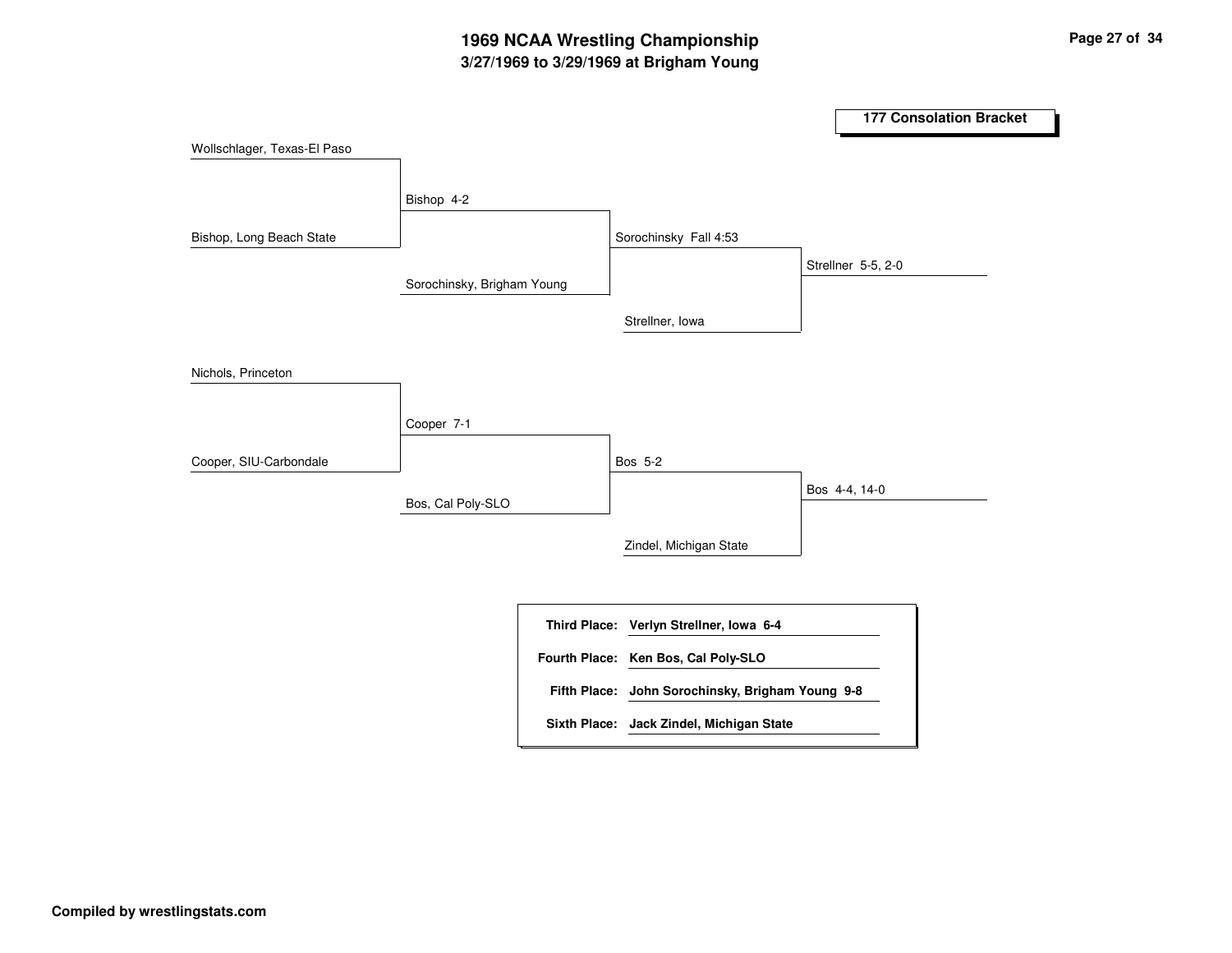# 1969 NCAA Wrestling Championship

## 3/27/1969 to 3/29/1969 at Brigham Young

### 177 Consolation Bracket

Wollschlager, Texas-El Paso

Bishop, Long Beach State

Bishop 4-2

Sorochinsky, Brigham Young

Sorochinsky Fall 4:53

Strellner, Iowa

Strellner 5-5, 2-0

Nichols, Princeton

Cooper, SIU-Carbondale

Cooper 7-1

Bos, Cal Poly-SLO

Bos 5-2

Zindel, Michigan State

Bos 4-4, 14-0

| | |
|---|---|
| **Third Place:** | **Verlyn Strellner, Iowa 6-4** |
| **Fourth Place:** | **Ken Bos, Cal Poly-SLO** |
| **Fifth Place:** | **John Sorochinsky, Brigham Young 9-8** |
| **Sixth Place:** | **Jack Zindel, Michigan State** |

**Compiled by wrestlingstats.com**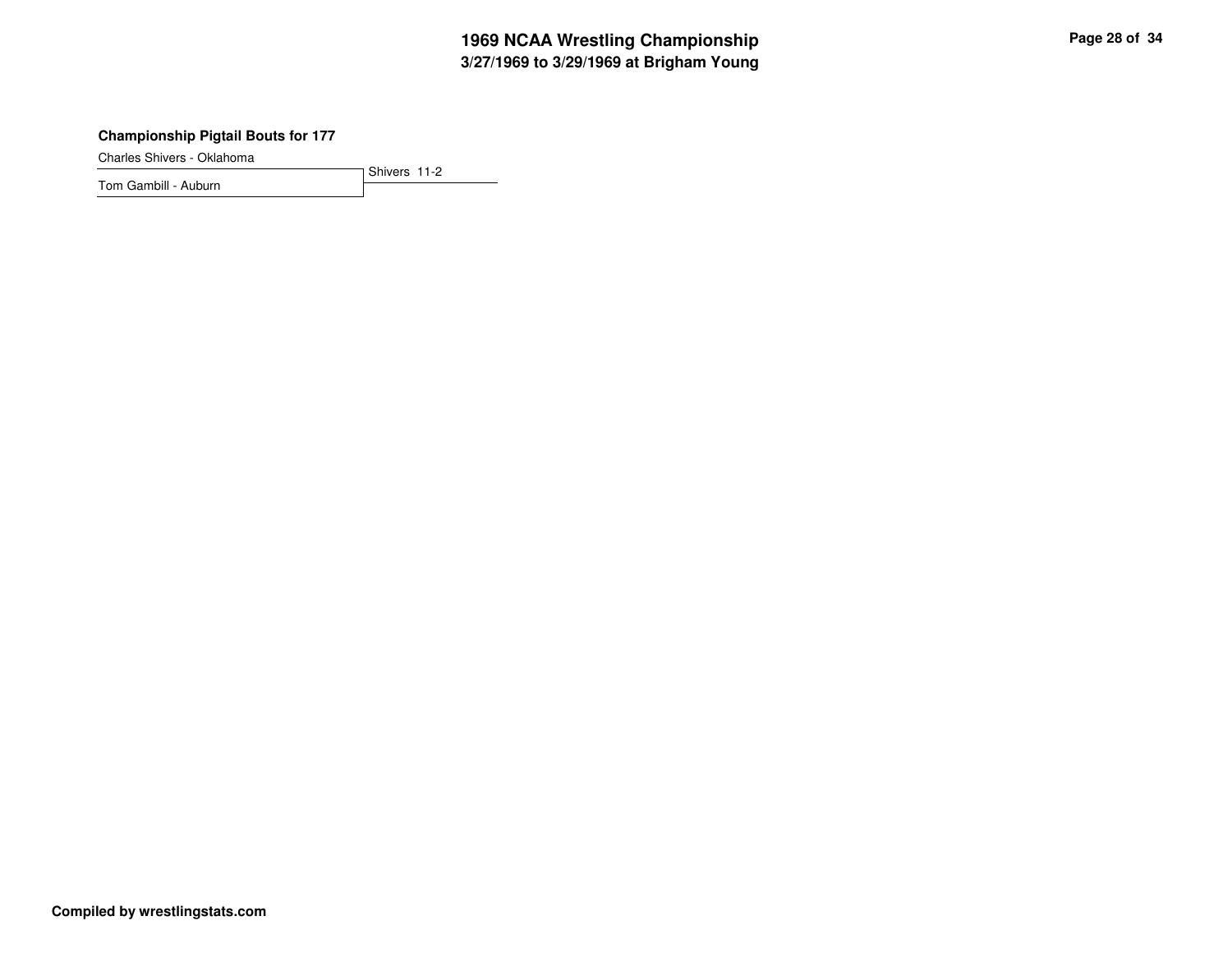### Championship Pigtail Bouts for 177

Charles Shivers - Oklahoma

Tom Gambill - Auburn

Shivers 11-2

**Compiled by wrestlingstats.com**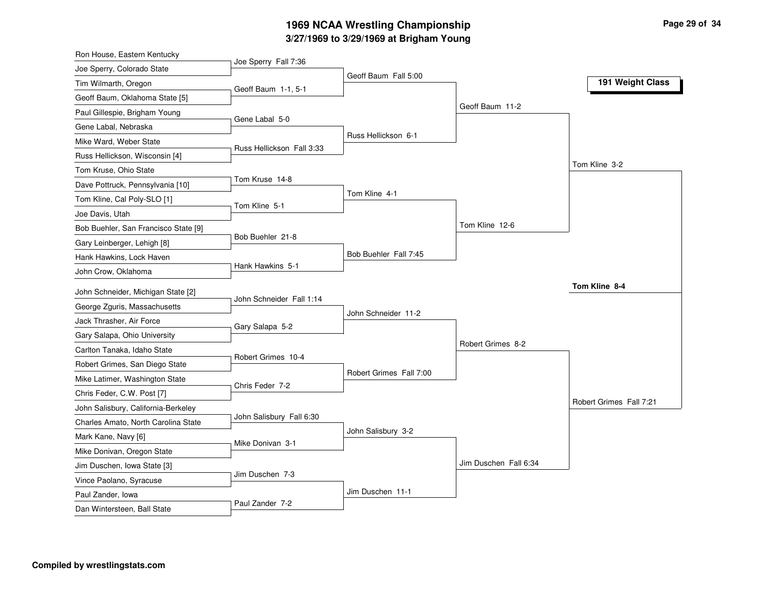# 1969 NCAA Wrestling Championship

## 3/27/1969 to 3/29/1969 at Brigham Young

### 191 Weight Class

| First Round | Second Round | Quarterfinals | Semifinals | Finals |
|---|---|---|---|---|
| Ron House, Eastern Kentucky | | | | |
| Joe Sperry, Colorado State | Joe Sperry Fall 7:36 | | | |
| Tim Wilmarth, Oregon | | Geoff Baum Fall 5:00 | | |
| Geoff Baum, Oklahoma State [5] | Geoff Baum 1-1, 5-1 | | | |
| Paul Gillespie, Brigham Young | | | Geoff Baum 11-2 | |
| Gene Labal, Nebraska | Gene Labal 5-0 | | | |
| Mike Ward, Weber State | | Russ Hellickson 6-1 | | |
| Russ Hellickson, Wisconsin [4] | Russ Hellickson Fall 3:33 | | | |
| Tom Kruse, Ohio State | | | | Tom Kline 3-2 |
| Dave Pottruck, Pennsylvania [10] | Tom Kruse 14-8 | | | |
| Tom Kline, Cal Poly-SLO [1] | | Tom Kline 4-1 | | |
| Joe Davis, Utah | Tom Kline 5-1 | | | |
| Bob Buehler, San Francisco State [9] | | | Tom Kline 12-6 | |
| Gary Leinberger, Lehigh [8] | Bob Buehler 21-8 | | | |
| Hank Hawkins, Lock Haven | | Bob Buehler Fall 7:45 | | |
| John Crow, Oklahoma | Hank Hawkins 5-1 | | | |
| John Schneider, Michigan State [2] | | | | |
| George Zguris, Massachusetts | John Schneider Fall 1:14 | | | |
| Jack Thrasher, Air Force | | John Schneider 11-2 | | |
| Gary Salapa, Ohio University | Gary Salapa 5-2 | | | |
| Carlton Tanaka, Idaho State | | | Robert Grimes 8-2 | |
| Robert Grimes, San Diego State | Robert Grimes 10-4 | | | |
| Mike Latimer, Washington State | | Robert Grimes Fall 7:00 | | |
| Chris Feder, C.W. Post [7] | Chris Feder 7-2 | | | |
| John Salisbury, California-Berkeley | | | | Robert Grimes Fall 7:21 |
| Charles Amato, North Carolina State | John Salisbury Fall 6:30 | | | |
| Mark Kane, Navy [6] | | John Salisbury 3-2 | | |
| Mike Donivan, Oregon State | Mike Donivan 3-1 | | | |
| Jim Duschen, Iowa State [3] | | | Jim Duschen Fall 6:34 | |
| Vince Paolano, Syracuse | Jim Duschen 7-3 | | | |
| Paul Zander, Iowa | | Jim Duschen 11-1 | | |
| Dan Wintersteen, Ball State | Paul Zander 7-2 | | | |

**Champion: Tom Kline 8-4**

**Compiled by wrestlingstats.com**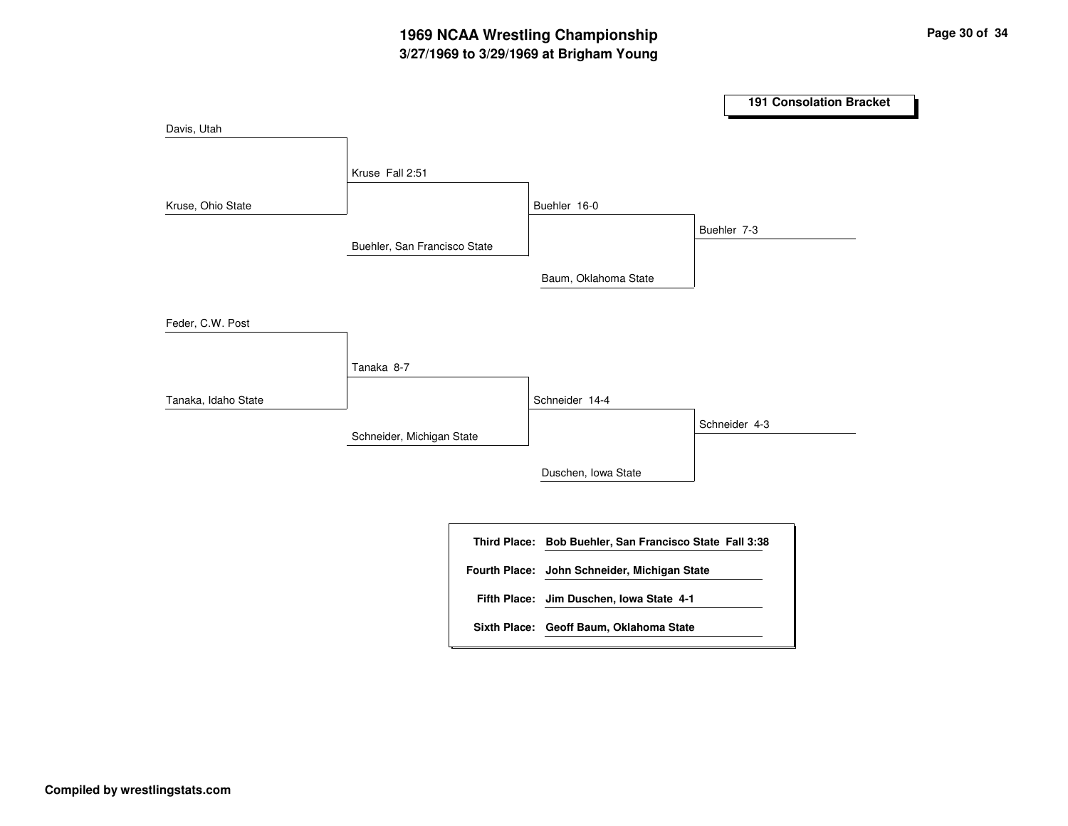# 1969 NCAA Wrestling Championship

## 3/27/1969 to 3/29/1969 at Brigham Young

### 191 Consolation Bracket

| Round 1 | Round 2 | Round 3 | Round 4 |
|---|---|---|---|
| Davis, Utah | | | |
| | Kruse Fall 2:51 | | |
| Kruse, Ohio State | | | |
| | | Buehler 16-0 | |
| | Buehler, San Francisco State | | |
| | | | Buehler 7-3 |
| | | Baum, Oklahoma State | |
| Feder, C.W. Post | | | |
| | Tanaka 8-7 | | |
| Tanaka, Idaho State | | | |
| | | Schneider 14-4 | |
| | Schneider, Michigan State | | |
| | | | Schneider 4-3 |
| | | Duschen, Iowa State | |

**Third Place:** **Bob Buehler, San Francisco State Fall 3:38**

**Fourth Place:** **John Schneider, Michigan State**

**Fifth Place:** **Jim Duschen, Iowa State 4-1**

**Sixth Place:** **Geoff Baum, Oklahoma State**

**Compiled by wrestlingstats.com**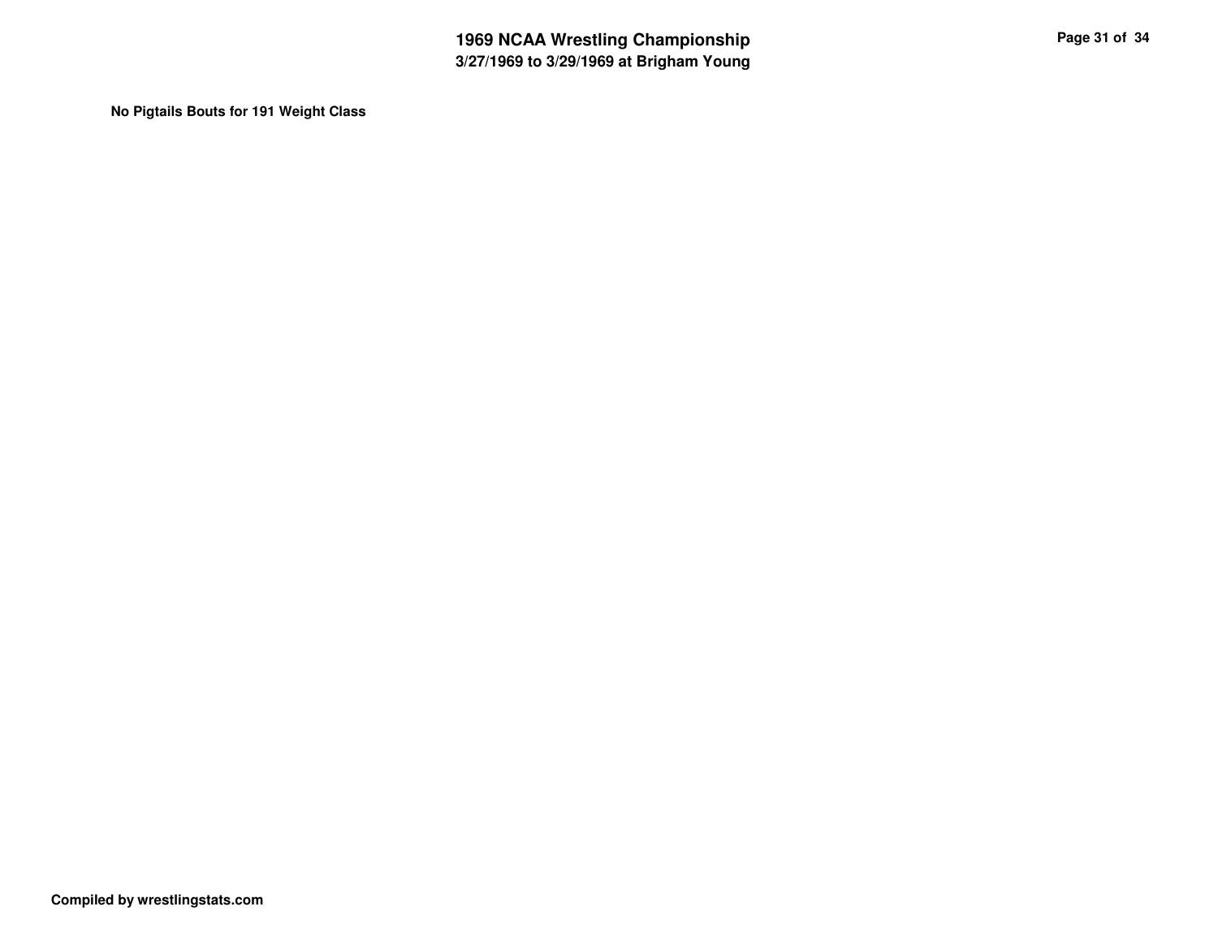**No Pigtails Bouts for 191 Weight Class**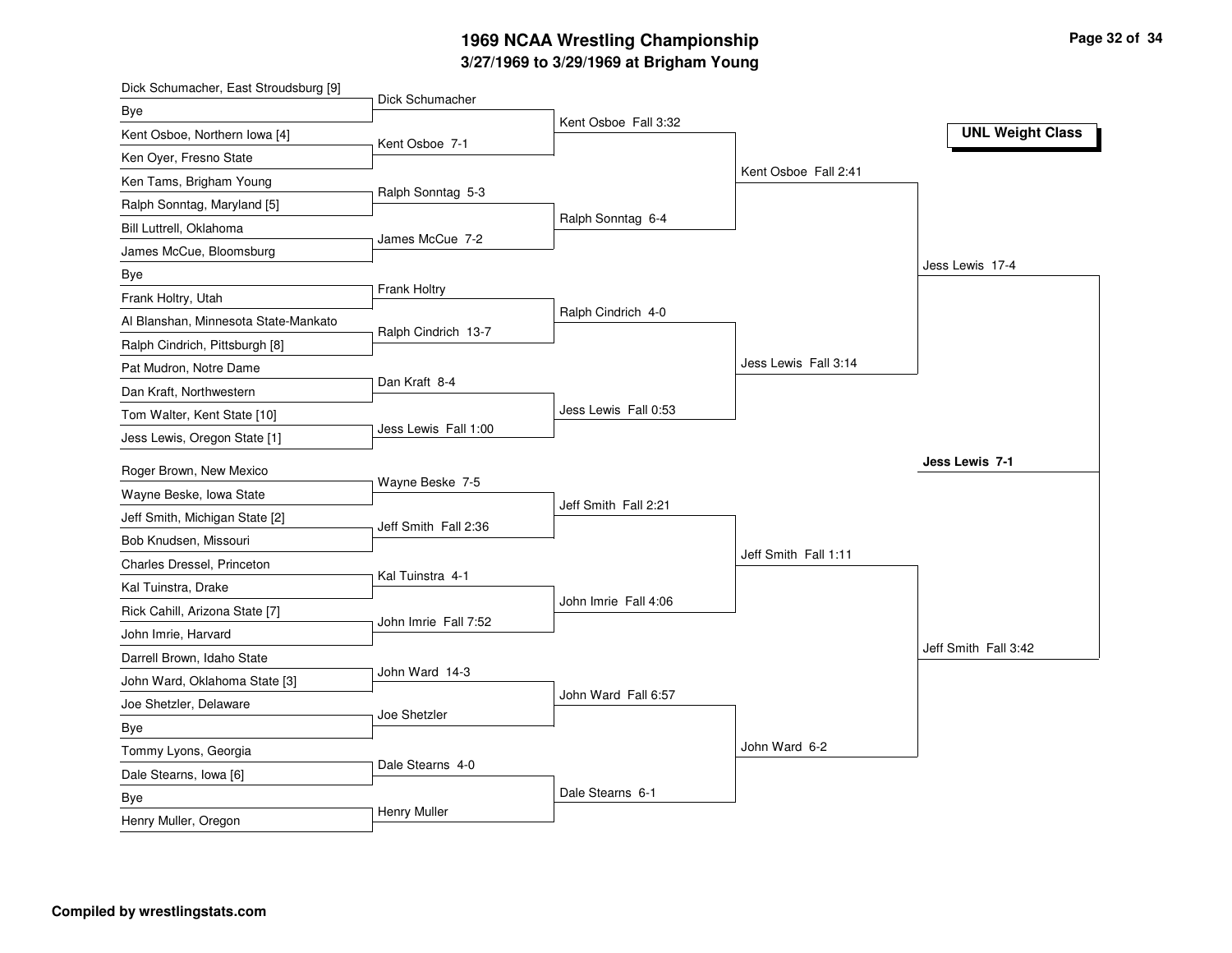# 1969 NCAA Wrestling Championship

## 3/27/1969 to 3/29/1969 at Brigham Young

**UNL Weight Class**

### First Round

- Dick Schumacher, East Stroudsburg [9] vs Bye — Dick Schumacher
- Kent Osboe, Northern Iowa [4] vs Ken Oyer, Fresno State — Kent Osboe 7-1
- Ken Tams, Brigham Young vs Ralph Sonntag, Maryland [5] — Ralph Sonntag 5-3
- Bill Luttrell, Oklahoma vs James McCue, Bloomsburg — James McCue 7-2
- Bye vs Frank Holtry, Utah — Frank Holtry
- Al Blanshan, Minnesota State-Mankato vs Ralph Cindrich, Pittsburgh [8] — Ralph Cindrich 13-7
- Pat Mudron, Notre Dame vs Dan Kraft, Northwestern — Dan Kraft 8-4
- Tom Walter, Kent State [10] vs Jess Lewis, Oregon State [1] — Jess Lewis Fall 1:00
- Roger Brown, New Mexico vs Wayne Beske, Iowa State — Wayne Beske 7-5
- Jeff Smith, Michigan State [2] vs Bob Knudsen, Missouri — Jeff Smith Fall 2:36
- Charles Dressel, Princeton vs Kal Tuinstra, Drake — Kal Tuinstra 4-1
- Rick Cahill, Arizona State [7] vs John Imrie, Harvard — John Imrie Fall 7:52
- Darrell Brown, Idaho State vs John Ward, Oklahoma State [3] — John Ward 14-3
- Joe Shetzler, Delaware vs Bye — Joe Shetzler
- Tommy Lyons, Georgia vs Dale Stearns, Iowa [6] — Dale Stearns 4-0
- Bye vs Henry Muller, Oregon — Henry Muller

### Second Round

- Kent Osboe Fall 3:32
- Ralph Sonntag 6-4
- Ralph Cindrich 4-0
- Jess Lewis Fall 0:53
- Jeff Smith Fall 2:21
- John Imrie Fall 4:06
- John Ward Fall 6:57
- Dale Stearns 6-1

### Quarterfinals

- Kent Osboe Fall 2:41
- Jess Lewis Fall 3:14
- Jeff Smith Fall 1:11
- John Ward 6-2

### Semifinals

- Jess Lewis 17-4
- Jeff Smith Fall 3:42

### Final

**Jess Lewis 7-1**

**Compiled by wrestlingstats.com**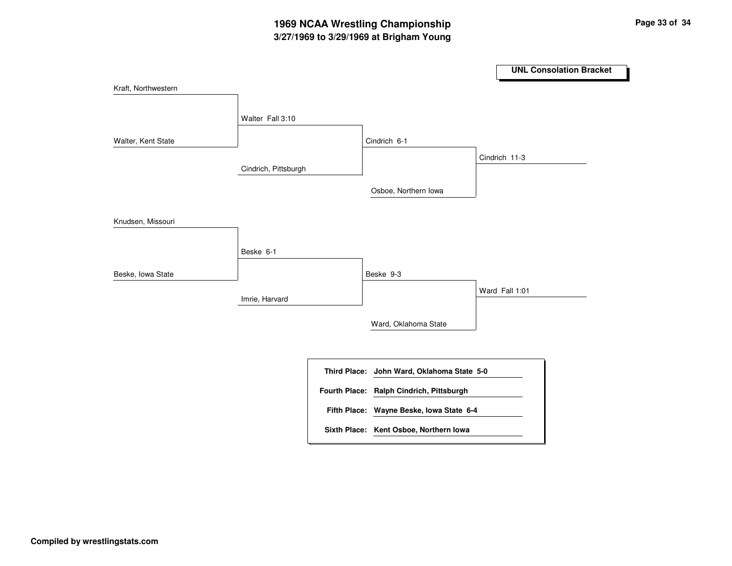# 1969 NCAA Wrestling Championship

## 3/27/1969 to 3/29/1969 at Brigham Young

### UNL Consolation Bracket

**Bracket 1**

- Kraft, Northwestern
- Walter, Kent State
  - Walter Fall 3:10
- Cindrich, Pittsburgh
  - Cindrich 6-1
- Osboe, Northern Iowa
  - Cindrich 11-3

**Bracket 2**

- Knudsen, Missouri
- Beske, Iowa State
  - Beske 6-1
- Imrie, Harvard
  - Beske 9-3
- Ward, Oklahoma State
  - Ward Fall 1:01

| Place | Result |
|---|---|
| **Third Place:** | **John Ward, Oklahoma State 5-0** |
| **Fourth Place:** | **Ralph Cindrich, Pittsburgh** |
| **Fifth Place:** | **Wayne Beske, Iowa State 6-4** |
| **Sixth Place:** | **Kent Osboe, Northern Iowa** |

**Compiled by wrestlingstats.com**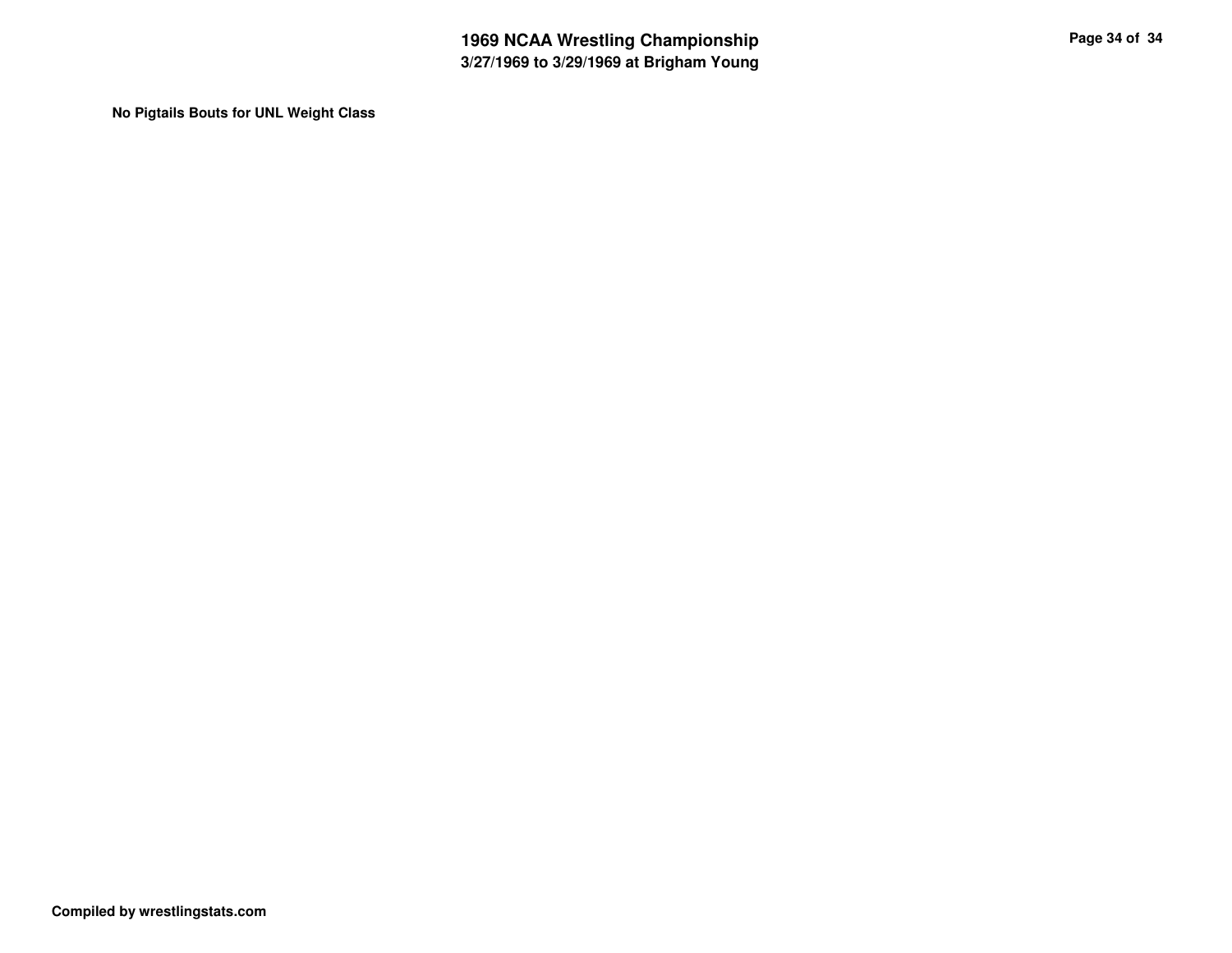No Pigtails Bouts for UNL Weight Class